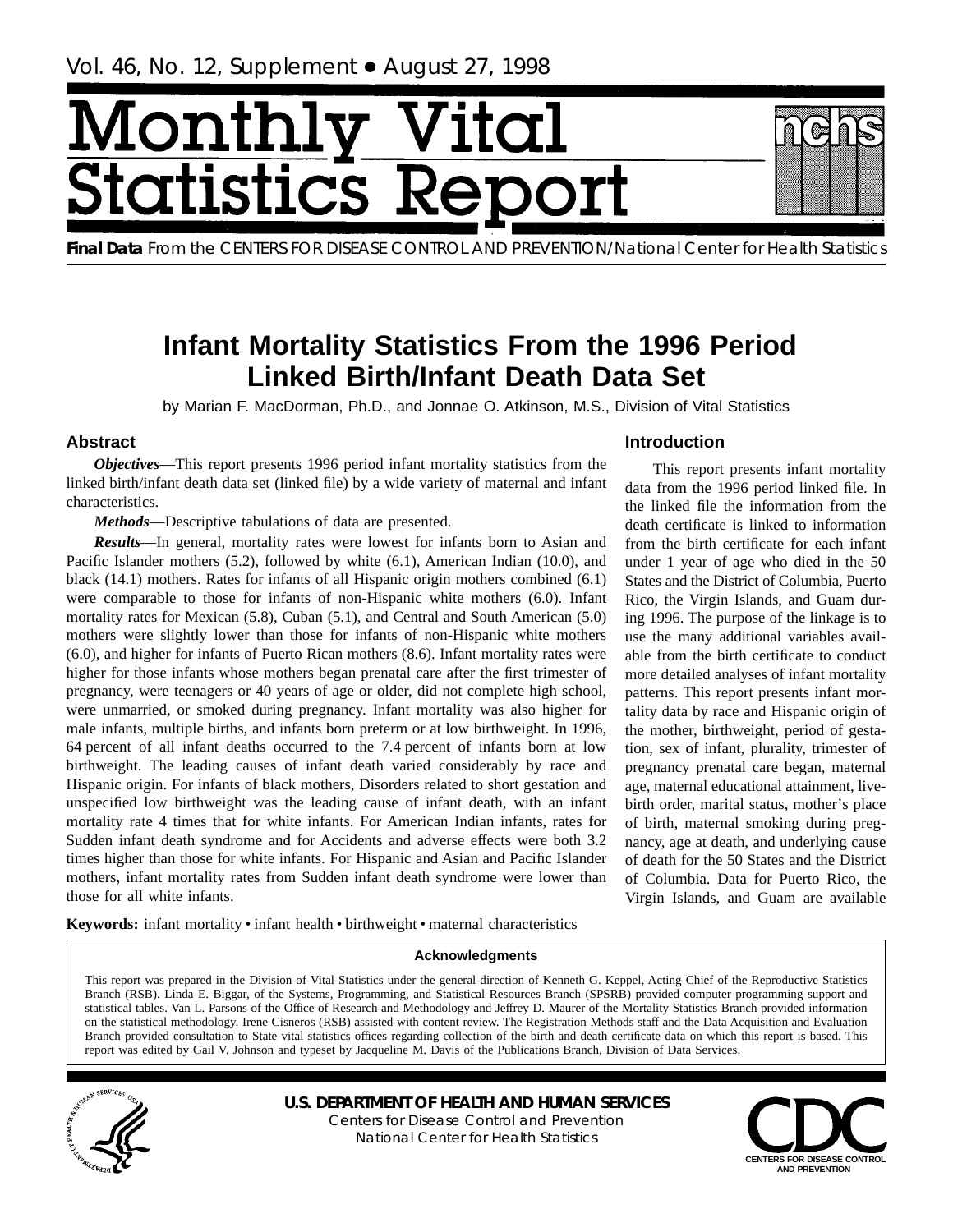Vol. 46, No. 12, Supplement • August 27, 1998

# Monthly Vital Statistics Report

**Final Data** From the CENTERS FOR DISEASE CONTROL AND PREVENTION/National Center for Health Statistics

# Infant Mortality Statistics From the 1996 Period Linked Birth/Infant Death Data Set

by Marian F. MacDorman, Ph.D., and Jonnae O. Atkinson, M.S., Division of Vital Statistics

## Abstract

***Objectives***—This report presents 1996 period infant mortality statistics from the linked birth/infant death data set (linked file) by a wide variety of maternal and infant characteristics.

***Methods***—Descriptive tabulations of data are presented.

***Results***—In general, mortality rates were lowest for infants born to Asian and Pacific Islander mothers (5.2), followed by white (6.1), American Indian (10.0), and black (14.1) mothers. Rates for infants of all Hispanic origin mothers combined (6.1) were comparable to those for infants of non-Hispanic white mothers (6.0). Infant mortality rates for Mexican (5.8), Cuban (5.1), and Central and South American (5.0) mothers were slightly lower than those for infants of non-Hispanic white mothers (6.0), and higher for infants of Puerto Rican mothers (8.6). Infant mortality rates were higher for those infants whose mothers began prenatal care after the first trimester of pregnancy, were teenagers or 40 years of age or older, did not complete high school, were unmarried, or smoked during pregnancy. Infant mortality was also higher for male infants, multiple births, and infants born preterm or at low birthweight. In 1996, 64 percent of all infant deaths occurred to the 7.4 percent of infants born at low birthweight. The leading causes of infant death varied considerably by race and Hispanic origin. For infants of black mothers, Disorders related to short gestation and unspecified low birthweight was the leading cause of infant death, with an infant mortality rate 4 times that for white infants. For American Indian infants, rates for Sudden infant death syndrome and for Accidents and adverse effects were both 3.2 times higher than those for white infants. For Hispanic and Asian and Pacific Islander mothers, infant mortality rates from Sudden infant death syndrome were lower than those for all white infants.

**Keywords:** infant mortality • infant health • birthweight • maternal characteristics

## Introduction

This report presents infant mortality data from the 1996 period linked file. In the linked file the information from the death certificate is linked to information from the birth certificate for each infant under 1 year of age who died in the 50 States and the District of Columbia, Puerto Rico, the Virgin Islands, and Guam during 1996. The purpose of the linkage is to use the many additional variables available from the birth certificate to conduct more detailed analyses of infant mortality patterns. This report presents infant mortality data by race and Hispanic origin of the mother, birthweight, period of gestation, sex of infant, plurality, trimester of pregnancy prenatal care began, maternal age, maternal educational attainment, live-birth order, marital status, mother's place of birth, maternal smoking during pregnancy, age at death, and underlying cause of death for the 50 States and the District of Columbia. Data for Puerto Rico, the Virgin Islands, and Guam are available

### Acknowledgments

This report was prepared in the Division of Vital Statistics under the general direction of Kenneth G. Keppel, Acting Chief of the Reproductive Statistics Branch (RSB). Linda E. Biggar, of the Systems, Programming, and Statistical Resources Branch (SPSRB) provided computer programming support and statistical tables. Van L. Parsons of the Office of Research and Methodology and Jeffrey D. Maurer of the Mortality Statistics Branch provided information on the statistical methodology. Irene Cisneros (RSB) assisted with content review. The Registration Methods staff and the Data Acquisition and Evaluation Branch provided consultation to State vital statistics offices regarding collection of the birth and death certificate data on which this report is based. This report was edited by Gail V. Johnson and typeset by Jacqueline M. Davis of the Publications Branch, Division of Data Services.

**U.S. DEPARTMENT OF HEALTH AND HUMAN SERVICES**
Centers for Disease Control and Prevention
National Center for Health Statistics

CDC CENTERS FOR DISEASE CONTROL AND PREVENTION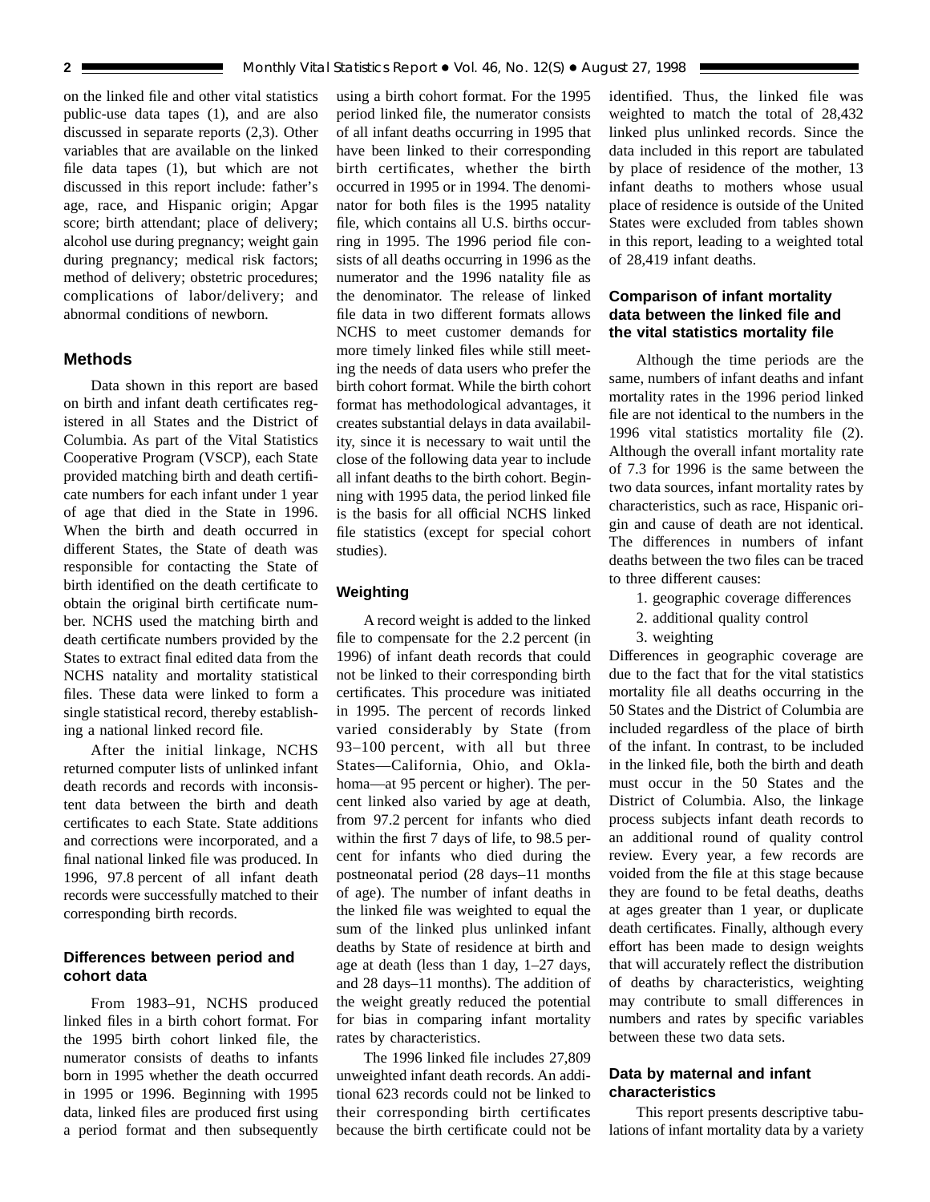on the linked file and other vital statistics public-use data tapes (1), and are also discussed in separate reports (2,3). Other variables that are available on the linked file data tapes (1), but which are not discussed in this report include: father's age, race, and Hispanic origin; Apgar score; birth attendant; place of delivery; alcohol use during pregnancy; weight gain during pregnancy; medical risk factors; method of delivery; obstetric procedures; complications of labor/delivery; and abnormal conditions of newborn.

## Methods

Data shown in this report are based on birth and infant death certificates registered in all States and the District of Columbia. As part of the Vital Statistics Cooperative Program (VSCP), each State provided matching birth and death certificate numbers for each infant under 1 year of age that died in the State in 1996. When the birth and death occurred in different States, the State of death was responsible for contacting the State of birth identified on the death certificate to obtain the original birth certificate number. NCHS used the matching birth and death certificate numbers provided by the States to extract final edited data from the NCHS natality and mortality statistical files. These data were linked to form a single statistical record, thereby establishing a national linked record file.

After the initial linkage, NCHS returned computer lists of unlinked infant death records and records with inconsistent data between the birth and death certificates to each State. State additions and corrections were incorporated, and a final national linked file was produced. In 1996, 97.8 percent of all infant death records were successfully matched to their corresponding birth records.

### Differences between period and cohort data

From 1983–91, NCHS produced linked files in a birth cohort format. For the 1995 birth cohort linked file, the numerator consists of deaths to infants born in 1995 whether the death occurred in 1995 or 1996. Beginning with 1995 data, linked files are produced first using a period format and then subsequently using a birth cohort format. For the 1995 period linked file, the numerator consists of all infant deaths occurring in 1995 that have been linked to their corresponding birth certificates, whether the birth occurred in 1995 or in 1994. The denominator for both files is the 1995 natality file, which contains all U.S. births occurring in 1995. The 1996 period file consists of all deaths occurring in 1996 as the numerator and the 1996 natality file as the denominator. The release of linked file data in two different formats allows NCHS to meet customer demands for more timely linked files while still meeting the needs of data users who prefer the birth cohort format. While the birth cohort format has methodological advantages, it creates substantial delays in data availability, since it is necessary to wait until the close of the following data year to include all infant deaths to the birth cohort. Beginning with 1995 data, the period linked file is the basis for all official NCHS linked file statistics (except for special cohort studies).

### Weighting

A record weight is added to the linked file to compensate for the 2.2 percent (in 1996) of infant death records that could not be linked to their corresponding birth certificates. This procedure was initiated in 1995. The percent of records linked varied considerably by State (from 93–100 percent, with all but three States—California, Ohio, and Oklahoma—at 95 percent or higher). The percent linked also varied by age at death, from 97.2 percent for infants who died within the first 7 days of life, to 98.5 percent for infants who died during the postneonatal period (28 days–11 months of age). The number of infant deaths in the linked file was weighted to equal the sum of the linked plus unlinked infant deaths by State of residence at birth and age at death (less than 1 day, 1–27 days, and 28 days–11 months). The addition of the weight greatly reduced the potential for bias in comparing infant mortality rates by characteristics.

The 1996 linked file includes 27,809 unweighted infant death records. An additional 623 records could not be linked to their corresponding birth certificates because the birth certificate could not be identified. Thus, the linked file was weighted to match the total of 28,432 linked plus unlinked records. Since the data included in this report are tabulated by place of residence of the mother, 13 infant deaths to mothers whose usual place of residence is outside of the United States were excluded from tables shown in this report, leading to a weighted total of 28,419 infant deaths.

### Comparison of infant mortality data between the linked file and the vital statistics mortality file

Although the time periods are the same, numbers of infant deaths and infant mortality rates in the 1996 period linked file are not identical to the numbers in the 1996 vital statistics mortality file (2). Although the overall infant mortality rate of 7.3 for 1996 is the same between the two data sources, infant mortality rates by characteristics, such as race, Hispanic origin and cause of death are not identical. The differences in numbers of infant deaths between the two files can be traced to three different causes:

1. geographic coverage differences
2. additional quality control
3. weighting

Differences in geographic coverage are due to the fact that for the vital statistics mortality file all deaths occurring in the 50 States and the District of Columbia are included regardless of the place of birth of the infant. In contrast, to be included in the linked file, both the birth and death must occur in the 50 States and the District of Columbia. Also, the linkage process subjects infant death records to an additional round of quality control review. Every year, a few records are voided from the file at this stage because they are found to be fetal deaths, deaths at ages greater than 1 year, or duplicate death certificates. Finally, although every effort has been made to design weights that will accurately reflect the distribution of deaths by characteristics, weighting may contribute to small differences in numbers and rates by specific variables between these two data sets.

### Data by maternal and infant characteristics

This report presents descriptive tabulations of infant mortality data by a variety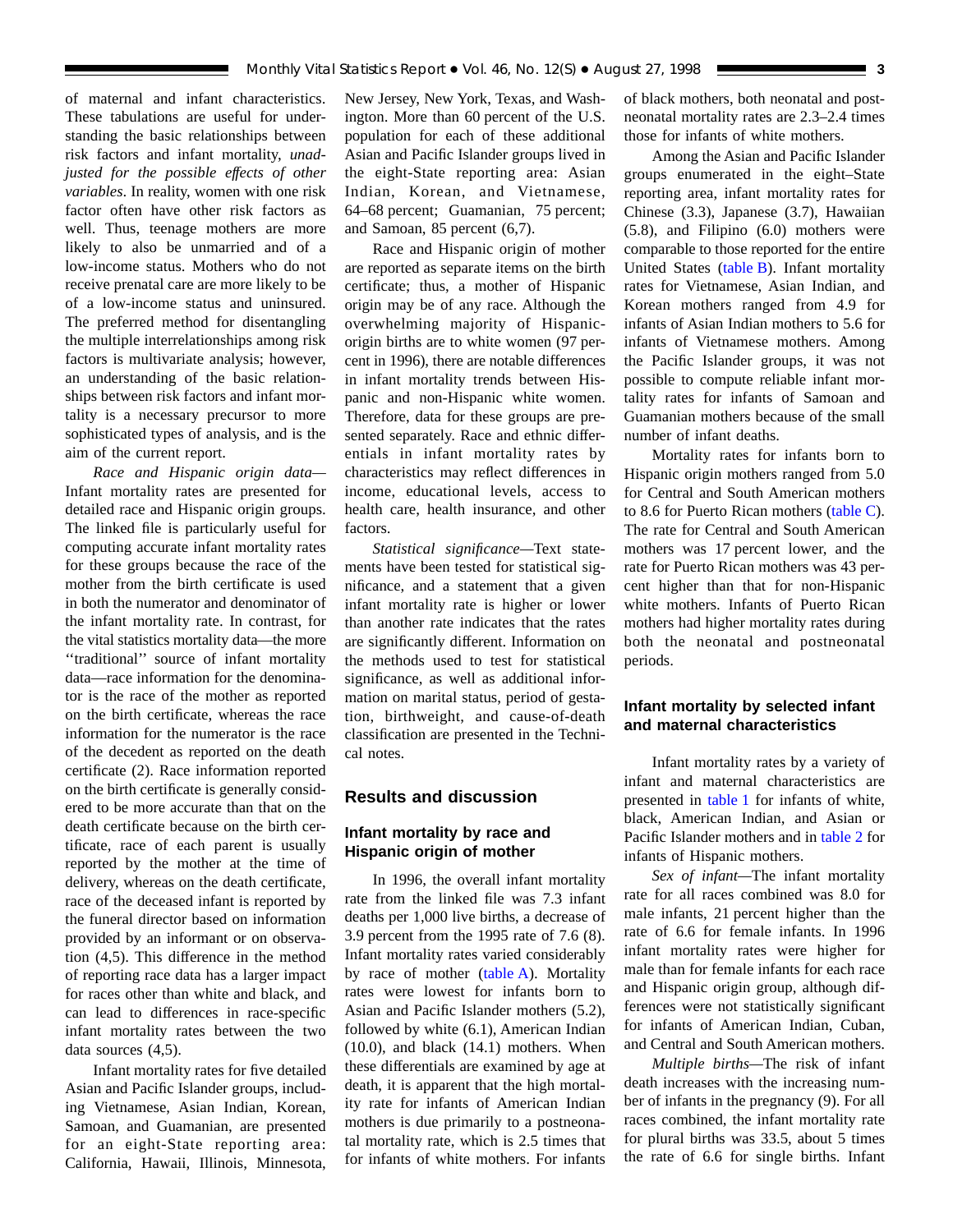of maternal and infant characteristics. These tabulations are useful for understanding the basic relationships between risk factors and infant mortality, *unadjusted for the possible effects of other variables*. In reality, women with one risk factor often have other risk factors as well. Thus, teenage mothers are more likely to also be unmarried and of a low-income status. Mothers who do not receive prenatal care are more likely to be of a low-income status and uninsured. The preferred method for disentangling the multiple interrelationships among risk factors is multivariate analysis; however, an understanding of the basic relationships between risk factors and infant mortality is a necessary precursor to more sophisticated types of analysis, and is the aim of the current report.

*Race and Hispanic origin data*—Infant mortality rates are presented for detailed race and Hispanic origin groups. The linked file is particularly useful for computing accurate infant mortality rates for these groups because the race of the mother from the birth certificate is used in both the numerator and denominator of the infant mortality rate. In contrast, for the vital statistics mortality data—the more ''traditional'' source of infant mortality data—race information for the denominator is the race of the mother as reported on the birth certificate, whereas the race information for the numerator is the race of the decedent as reported on the death certificate (2). Race information reported on the birth certificate is generally considered to be more accurate than that on the death certificate because on the birth certificate, race of each parent is usually reported by the mother at the time of delivery, whereas on the death certificate, race of the deceased infant is reported by the funeral director based on information provided by an informant or on observation (4,5). This difference in the method of reporting race data has a larger impact for races other than white and black, and can lead to differences in race-specific infant mortality rates between the two data sources (4,5).

Infant mortality rates for five detailed Asian and Pacific Islander groups, including Vietnamese, Asian Indian, Korean, Samoan, and Guamanian, are presented for an eight-State reporting area: California, Hawaii, Illinois, Minnesota, New Jersey, New York, Texas, and Washington. More than 60 percent of the U.S. population for each of these additional Asian and Pacific Islander groups lived in the eight-State reporting area: Asian Indian, Korean, and Vietnamese, 64–68 percent; Guamanian, 75 percent; and Samoan, 85 percent (6,7).

Race and Hispanic origin of mother are reported as separate items on the birth certificate; thus, a mother of Hispanic origin may be of any race. Although the overwhelming majority of Hispanic-origin births are to white women (97 percent in 1996), there are notable differences in infant mortality trends between Hispanic and non-Hispanic white women. Therefore, data for these groups are presented separately. Race and ethnic differentials in infant mortality rates by characteristics may reflect differences in income, educational levels, access to health care, health insurance, and other factors.

*Statistical significance*—Text statements have been tested for statistical significance, and a statement that a given infant mortality rate is higher or lower than another rate indicates that the rates are significantly different. Information on the methods used to test for statistical significance, as well as additional information on marital status, period of gestation, birthweight, and cause-of-death classification are presented in the Technical notes.

## Results and discussion

### Infant mortality by race and Hispanic origin of mother

In 1996, the overall infant mortality rate from the linked file was 7.3 infant deaths per 1,000 live births, a decrease of 3.9 percent from the 1995 rate of 7.6 (8). Infant mortality rates varied considerably by race of mother (table A). Mortality rates were lowest for infants born to Asian and Pacific Islander mothers (5.2), followed by white (6.1), American Indian (10.0), and black (14.1) mothers. When these differentials are examined by age at death, it is apparent that the high mortality rate for infants of American Indian mothers is due primarily to a postneonatal mortality rate, which is 2.5 times that for infants of white mothers. For infants of black mothers, both neonatal and postneonatal mortality rates are 2.3–2.4 times those for infants of white mothers.

Among the Asian and Pacific Islander groups enumerated in the eight–State reporting area, infant mortality rates for Chinese (3.3), Japanese (3.7), Hawaiian (5.8), and Filipino (6.0) mothers were comparable to those reported for the entire United States (table B). Infant mortality rates for Vietnamese, Asian Indian, and Korean mothers ranged from 4.9 for infants of Asian Indian mothers to 5.6 for infants of Vietnamese mothers. Among the Pacific Islander groups, it was not possible to compute reliable infant mortality rates for infants of Samoan and Guamanian mothers because of the small number of infant deaths.

Mortality rates for infants born to Hispanic origin mothers ranged from 5.0 for Central and South American mothers to 8.6 for Puerto Rican mothers (table C). The rate for Central and South American mothers was 17 percent lower, and the rate for Puerto Rican mothers was 43 percent higher than that for non-Hispanic white mothers. Infants of Puerto Rican mothers had higher mortality rates during both the neonatal and postneonatal periods.

### Infant mortality by selected infant and maternal characteristics

Infant mortality rates by a variety of infant and maternal characteristics are presented in table 1 for infants of white, black, American Indian, and Asian or Pacific Islander mothers and in table 2 for infants of Hispanic mothers.

*Sex of infant*—The infant mortality rate for all races combined was 8.0 for male infants, 21 percent higher than the rate of 6.6 for female infants. In 1996 infant mortality rates were higher for male than for female infants for each race and Hispanic origin group, although differences were not statistically significant for infants of American Indian, Cuban, and Central and South American mothers.

*Multiple births*—The risk of infant death increases with the increasing number of infants in the pregnancy (9). For all races combined, the infant mortality rate for plural births was 33.5, about 5 times the rate of 6.6 for single births. Infant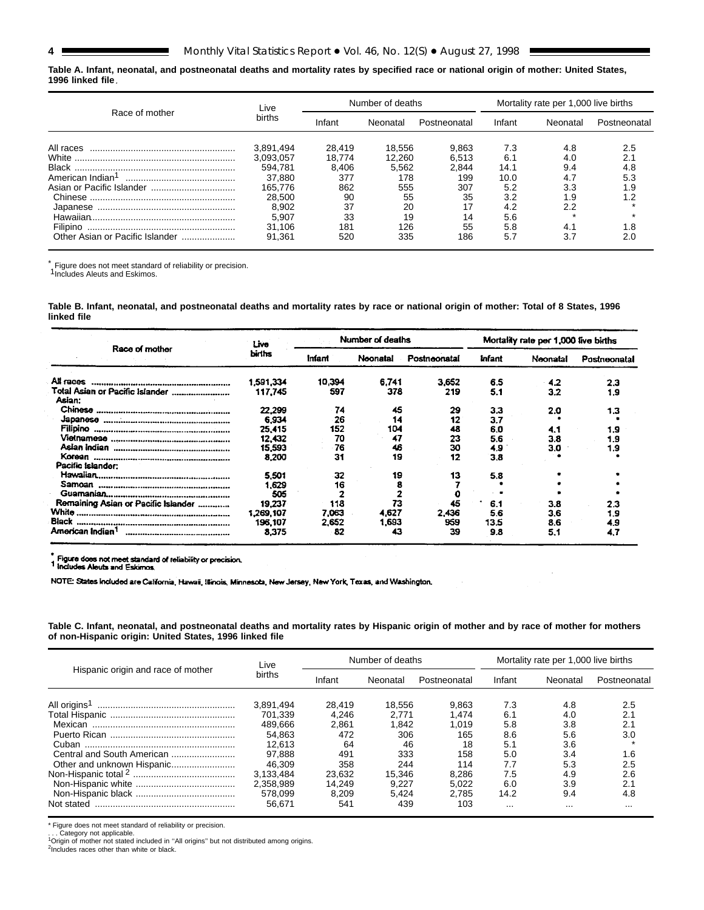**Table A. Infant, neonatal, and postneonatal deaths and mortality rates by specified race or national origin of mother: United States, 1996 linked file**

| Race of mother | Live births | Number of deaths | | | Mortality rate per 1,000 live births | | |
|---|---|---|---|---|---|---|---|
| | | Infant | Neonatal | Postneonatal | Infant | Neonatal | Postneonatal |
| All races | 3,891,494 | 28,419 | 18,556 | 9,863 | 7.3 | 4.8 | 2.5 |
| White | 3,093,057 | 18,774 | 12,260 | 6,513 | 6.1 | 4.0 | 2.1 |
| Black | 594,781 | 8,406 | 5,562 | 2,844 | 14.1 | 9.4 | 4.8 |
| American Indian[1] | 37,880 | 377 | 178 | 199 | 10.0 | 4.7 | 5.3 |
| Asian or Pacific Islander | 165,776 | 862 | 555 | 307 | 5.2 | 3.3 | 1.9 |
| Chinese | 28,500 | 90 | 55 | 35 | 3.2 | 1.9 | 1.2 |
| Japanese | 8,902 | 37 | 20 | 17 | 4.2 | 2.2 | * |
| Hawaiian | 5,907 | 33 | 19 | 14 | 5.6 | * | * |
| Filipino | 31,106 | 181 | 126 | 55 | 5.8 | 4.1 | 1.8 |
| Other Asian or Pacific Islander | 91,361 | 520 | 335 | 186 | 5.7 | 3.7 | 2.0 |

\* Figure does not meet standard of reliability or precision.
[1]Includes Aleuts and Eskimos.

**Table B. Infant, neonatal, and postneonatal deaths and mortality rates by race or national origin of mother: Total of 8 States, 1996 linked file**

| Race of mother | Live births | Number of deaths | | | Mortality rate per 1,000 live births | | |
|---|---|---|---|---|---|---|---|
| | | Infant | Neonatal | Postneonatal | Infant | Neonatal | Postneonatal |
| All races | 1,591,334 | 10,394 | 6,741 | 3,652 | 6.5 | 4.2 | 2.3 |
| Total Asian or Pacific Islander | 117,745 | 597 | 378 | 219 | 5.1 | 3.2 | 1.9 |
| Asian: | | | | | | | |
| Chinese | 22,299 | 74 | 45 | 29 | 3.3 | 2.0 | 1.3 |
| Japanese | 6,934 | 26 | 14 | 12 | 3.7 | * | * |
| Filipino | 25,415 | 152 | 104 | 48 | 6.0 | 4.1 | 1.9 |
| Vietnamese | 12,432 | 70 | 47 | 23 | 5.6 | 3.8 | 1.9 |
| Asian Indian | 15,593 | 76 | 46 | 30 | 4.9 | 3.0 | 1.9 |
| Korean | 8,200 | 31 | 19 | 12 | 3.8 | * | * |
| Pacific Islander: | | | | | | | |
| Hawaiian | 5,501 | 32 | 19 | 13 | 5.8 | * | * |
| Samoan | 1,629 | 16 | 8 | 7 | * | * | * |
| Guamanian | 505 | 2 | 2 | 0 | * | * | * |
| Remaining Asian or Pacific Islander | 19,237 | 118 | 73 | 45 | 6.1 | 3.8 | 2.3 |
| White | 1,269,107 | 7,063 | 4,627 | 2,436 | 5.6 | 3.6 | 1.9 |
| Black | 196,107 | 2,652 | 1,693 | 959 | 13.5 | 8.6 | 4.9 |
| American Indian[1] | 8,375 | 82 | 43 | 39 | 9.8 | 5.1 | 4.7 |

\* Figure does not meet standard of reliability or precision.
[1] Includes Aleuts and Eskimos.

NOTE: States included are California, Hawaii, Illinois, Minnesota, New Jersey, New York, Texas, and Washington.

**Table C. Infant, neonatal, and postneonatal deaths and mortality rates by Hispanic origin of mother and by race of mother for mothers of non-Hispanic origin: United States, 1996 linked file**

| Hispanic origin and race of mother | Live births | Number of deaths | | | Mortality rate per 1,000 live births | | |
|---|---|---|---|---|---|---|---|
| | | Infant | Neonatal | Postneonatal | Infant | Neonatal | Postneonatal |
| All origins[1] | 3,891,494 | 28,419 | 18,556 | 9,863 | 7.3 | 4.8 | 2.5 |
| Total Hispanic | 701,339 | 4,246 | 2,771 | 1,474 | 6.1 | 4.0 | 2.1 |
| Mexican | 489,666 | 2,861 | 1,842 | 1,019 | 5.8 | 3.8 | 2.1 |
| Puerto Rican | 54,863 | 472 | 306 | 165 | 8.6 | 5.6 | 3.0 |
| Cuban | 12,613 | 64 | 46 | 18 | 5.1 | 3.6 | * |
| Central and South American | 97,888 | 491 | 333 | 158 | 5.0 | 3.4 | 1.6 |
| Other and unknown Hispanic | 46,309 | 358 | 244 | 114 | 7.7 | 5.3 | 2.5 |
| Non-Hispanic total[2] | 3,133,484 | 23,632 | 15,346 | 8,286 | 7.5 | 4.9 | 2.6 |
| Non-Hispanic white | 2,358,989 | 14,249 | 9,227 | 5,022 | 6.0 | 3.9 | 2.1 |
| Non-Hispanic black | 578,099 | 8,209 | 5,424 | 2,785 | 14.2 | 9.4 | 4.8 |
| Not stated | 56,671 | 541 | 439 | 103 | . . . | . . . | . . . |

\* Figure does not meet standard of reliability or precision.
. . . Category not applicable.
[1]Origin of mother not stated included in "All origins" but not distributed among origins.
[2]Includes races other than white or black.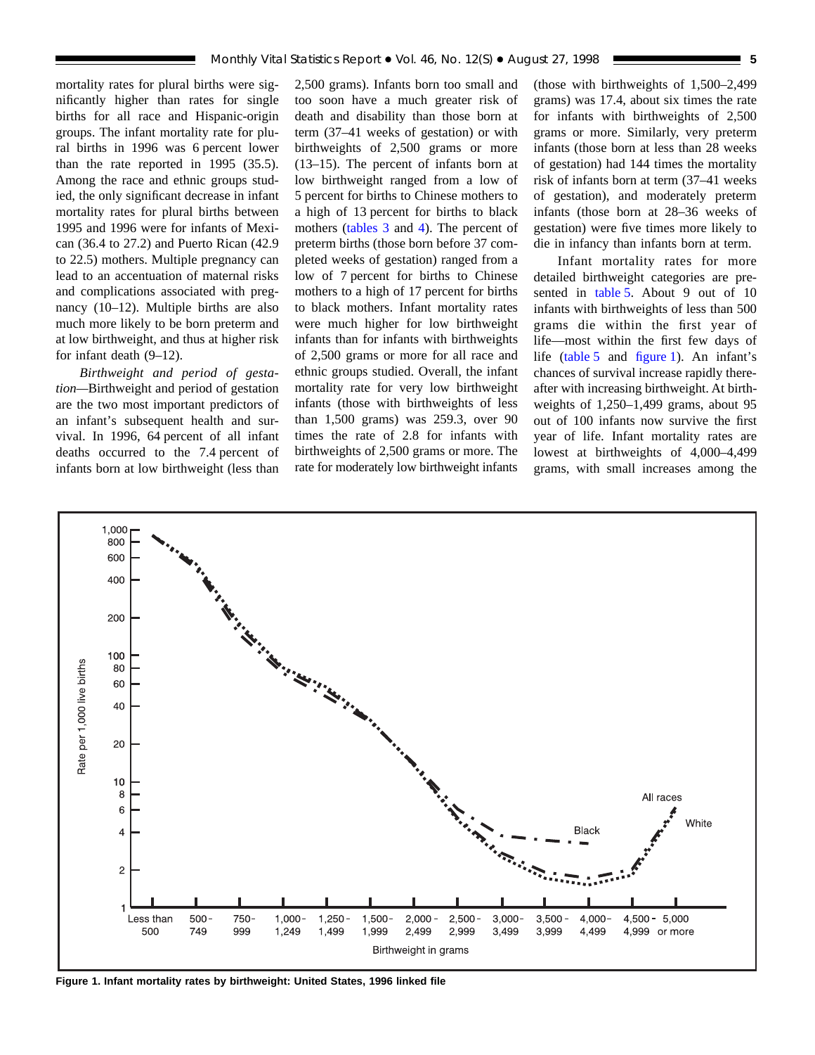mortality rates for plural births were significantly higher than rates for single births for all race and Hispanic-origin groups. The infant mortality rate for plural births in 1996 was 6 percent lower than the rate reported in 1995 (35.5). Among the race and ethnic groups studied, the only significant decrease in infant mortality rates for plural births between 1995 and 1996 were for infants of Mexican (36.4 to 27.2) and Puerto Rican (42.9 to 22.5) mothers. Multiple pregnancy can lead to an accentuation of maternal risks and complications associated with pregnancy (10–12). Multiple births are also much more likely to be born preterm and at low birthweight, and thus at higher risk for infant death (9–12).

*Birthweight and period of gestation*—Birthweight and period of gestation are the two most important predictors of an infant's subsequent health and survival. In 1996, 64 percent of all infant deaths occurred to the 7.4 percent of infants born at low birthweight (less than 2,500 grams). Infants born too small and too soon have a much greater risk of death and disability than those born at term (37–41 weeks of gestation) or with birthweights of 2,500 grams or more (13–15). The percent of infants born at low birthweight ranged from a low of 5 percent for births to Chinese mothers to a high of 13 percent for births to black mothers (tables 3 and 4). The percent of preterm births (those born before 37 completed weeks of gestation) ranged from a low of 7 percent for births to Chinese mothers to a high of 17 percent for births to black mothers. Infant mortality rates were much higher for low birthweight infants than for infants with birthweights of 2,500 grams or more for all race and ethnic groups studied. Overall, the infant mortality rate for very low birthweight infants (those with birthweights of less than 1,500 grams) was 259.3, over 90 times the rate of 2.8 for infants with birthweights of 2,500 grams or more. The rate for moderately low birthweight infants (those with birthweights of 1,500–2,499 grams) was 17.4, about six times the rate for infants with birthweights of 2,500 grams or more. Similarly, very preterm infants (those born at less than 28 weeks of gestation) had 144 times the mortality risk of infants born at term (37–41 weeks of gestation), and moderately preterm infants (those born at 28–36 weeks of gestation) were five times more likely to die in infancy than infants born at term.

Infant mortality rates for more detailed birthweight categories are presented in table 5. About 9 out of 10 infants with birthweights of less than 500 grams die within the first year of life—most within the first few days of life (table 5 and figure 1). An infant's chances of survival increase rapidly thereafter with increasing birthweight. At birthweights of 1,250–1,499 grams, about 95 out of 100 infants now survive the first year of life. Infant mortality rates are lowest at birthweights of 4,000–4,499 grams, with small increases among the

**Figure 1. Infant mortality rates by birthweight: United States, 1996 linked file**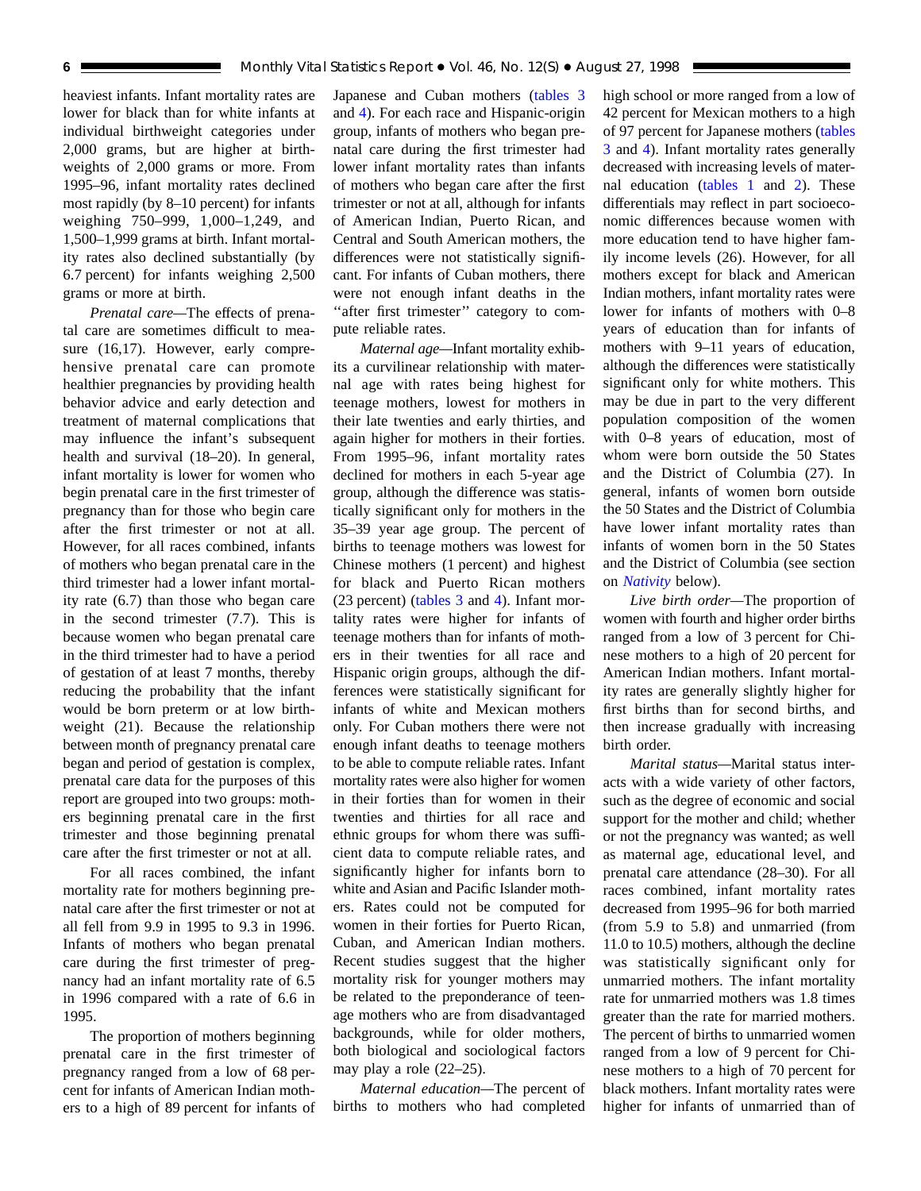heaviest infants. Infant mortality rates are lower for black than for white infants at individual birthweight categories under 2,000 grams, but are higher at birthweights of 2,000 grams or more. From 1995–96, infant mortality rates declined most rapidly (by 8–10 percent) for infants weighing 750–999, 1,000–1,249, and 1,500–1,999 grams at birth. Infant mortality rates also declined substantially (by 6.7 percent) for infants weighing 2,500 grams or more at birth.

*Prenatal care*—The effects of prenatal care are sometimes difficult to measure (16,17). However, early comprehensive prenatal care can promote healthier pregnancies by providing health behavior advice and early detection and treatment of maternal complications that may influence the infant's subsequent health and survival (18–20). In general, infant mortality is lower for women who begin prenatal care in the first trimester of pregnancy than for those who begin care after the first trimester or not at all. However, for all races combined, infants of mothers who began prenatal care in the third trimester had a lower infant mortality rate (6.7) than those who began care in the second trimester (7.7). This is because women who began prenatal care in the third trimester had to have a period of gestation of at least 7 months, thereby reducing the probability that the infant would be born preterm or at low birthweight (21). Because the relationship between month of pregnancy prenatal care began and period of gestation is complex, prenatal care data for the purposes of this report are grouped into two groups: mothers beginning prenatal care in the first trimester and those beginning prenatal care after the first trimester or not at all.

For all races combined, the infant mortality rate for mothers beginning prenatal care after the first trimester or not at all fell from 9.9 in 1995 to 9.3 in 1996. Infants of mothers who began prenatal care during the first trimester of pregnancy had an infant mortality rate of 6.5 in 1996 compared with a rate of 6.6 in 1995.

The proportion of mothers beginning prenatal care in the first trimester of pregnancy ranged from a low of 68 percent for infants of American Indian mothers to a high of 89 percent for infants of Japanese and Cuban mothers (tables 3 and 4). For each race and Hispanic-origin group, infants of mothers who began prenatal care during the first trimester had lower infant mortality rates than infants of mothers who began care after the first trimester or not at all, although for infants of American Indian, Puerto Rican, and Central and South American mothers, the differences were not statistically significant. For infants of Cuban mothers, there were not enough infant deaths in the ''after first trimester'' category to compute reliable rates.

*Maternal age*—Infant mortality exhibits a curvilinear relationship with maternal age with rates being highest for teenage mothers, lowest for mothers in their late twenties and early thirties, and again higher for mothers in their forties. From 1995–96, infant mortality rates declined for mothers in each 5-year age group, although the difference was statistically significant only for mothers in the 35–39 year age group. The percent of births to teenage mothers was lowest for Chinese mothers (1 percent) and highest for black and Puerto Rican mothers (23 percent) (tables 3 and 4). Infant mortality rates were higher for infants of teenage mothers than for infants of mothers in their twenties for all race and Hispanic origin groups, although the differences were statistically significant for infants of white and Mexican mothers only. For Cuban mothers there were not enough infant deaths to teenage mothers to be able to compute reliable rates. Infant mortality rates were also higher for women in their forties than for women in their twenties and thirties for all race and ethnic groups for whom there was sufficient data to compute reliable rates, and significantly higher for infants born to white and Asian and Pacific Islander mothers. Rates could not be computed for women in their forties for Puerto Rican, Cuban, and American Indian mothers. Recent studies suggest that the higher mortality risk for younger mothers may be related to the preponderance of teenage mothers who are from disadvantaged backgrounds, while for older mothers, both biological and sociological factors may play a role (22–25).

*Maternal education*—The percent of births to mothers who had completed high school or more ranged from a low of 42 percent for Mexican mothers to a high of 97 percent for Japanese mothers (tables 3 and 4). Infant mortality rates generally decreased with increasing levels of maternal education (tables 1 and 2). These differentials may reflect in part socioeconomic differences because women with more education tend to have higher family income levels (26). However, for all mothers except for black and American Indian mothers, infant mortality rates were lower for infants of mothers with 0–8 years of education than for infants of mothers with 9–11 years of education, although the differences were statistically significant only for white mothers. This may be due in part to the very different population composition of the women with 0–8 years of education, most of whom were born outside the 50 States and the District of Columbia (27). In general, infants of women born outside the 50 States and the District of Columbia have lower infant mortality rates than infants of women born in the 50 States and the District of Columbia (see section on *Nativity* below).

*Live birth order*—The proportion of women with fourth and higher order births ranged from a low of 3 percent for Chinese mothers to a high of 20 percent for American Indian mothers. Infant mortality rates are generally slightly higher for first births than for second births, and then increase gradually with increasing birth order.

*Marital status*—Marital status interacts with a wide variety of other factors, such as the degree of economic and social support for the mother and child; whether or not the pregnancy was wanted; as well as maternal age, educational level, and prenatal care attendance (28–30). For all races combined, infant mortality rates decreased from 1995–96 for both married (from 5.9 to 5.8) and unmarried (from 11.0 to 10.5) mothers, although the decline was statistically significant only for unmarried mothers. The infant mortality rate for unmarried mothers was 1.8 times greater than the rate for married mothers. The percent of births to unmarried women ranged from a low of 9 percent for Chinese mothers to a high of 70 percent for black mothers. Infant mortality rates were higher for infants of unmarried than of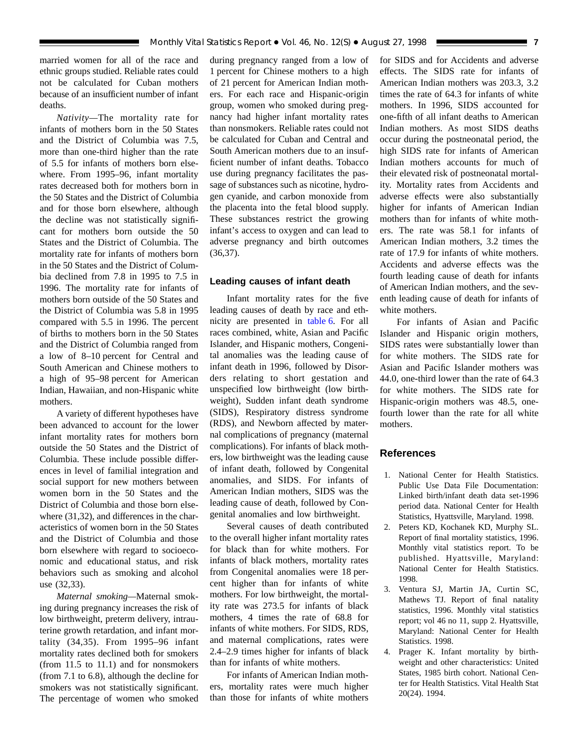married women for all of the race and ethnic groups studied. Reliable rates could not be calculated for Cuban mothers because of an insufficient number of infant deaths.

*Nativity*—The mortality rate for infants of mothers born in the 50 States and the District of Columbia was 7.5, more than one-third higher than the rate of 5.5 for infants of mothers born elsewhere. From 1995–96, infant mortality rates decreased both for mothers born in the 50 States and the District of Columbia and for those born elsewhere, although the decline was not statistically significant for mothers born outside the 50 States and the District of Columbia. The mortality rate for infants of mothers born in the 50 States and the District of Columbia declined from 7.8 in 1995 to 7.5 in 1996. The mortality rate for infants of mothers born outside of the 50 States and the District of Columbia was 5.8 in 1995 compared with 5.5 in 1996. The percent of births to mothers born in the 50 States and the District of Columbia ranged from a low of 8–10 percent for Central and South American and Chinese mothers to a high of 95–98 percent for American Indian, Hawaiian, and non-Hispanic white mothers.

A variety of different hypotheses have been advanced to account for the lower infant mortality rates for mothers born outside the 50 States and the District of Columbia. These include possible differences in level of familial integration and social support for new mothers between women born in the 50 States and the District of Columbia and those born elsewhere (31,32), and differences in the characteristics of women born in the 50 States and the District of Columbia and those born elsewhere with regard to socioeconomic and educational status, and risk behaviors such as smoking and alcohol use (32,33).

*Maternal smoking*—Maternal smoking during pregnancy increases the risk of low birthweight, preterm delivery, intrauterine growth retardation, and infant mortality (34,35). From 1995–96 infant mortality rates declined both for smokers (from 11.5 to 11.1) and for nonsmokers (from 7.1 to 6.8), although the decline for smokers was not statistically significant. The percentage of women who smoked during pregnancy ranged from a low of 1 percent for Chinese mothers to a high of 21 percent for American Indian mothers. For each race and Hispanic-origin group, women who smoked during pregnancy had higher infant mortality rates than nonsmokers. Reliable rates could not be calculated for Cuban and Central and South American mothers due to an insufficient number of infant deaths. Tobacco use during pregnancy facilitates the passage of substances such as nicotine, hydrogen cyanide, and carbon monoxide from the placenta into the fetal blood supply. These substances restrict the growing infant's access to oxygen and can lead to adverse pregnancy and birth outcomes (36,37).

## Leading causes of infant death

Infant mortality rates for the five leading causes of death by race and ethnicity are presented in table 6. For all races combined, white, Asian and Pacific Islander, and Hispanic mothers, Congenital anomalies was the leading cause of infant death in 1996, followed by Disorders relating to short gestation and unspecified low birthweight (low birthweight), Sudden infant death syndrome (SIDS), Respiratory distress syndrome (RDS), and Newborn affected by maternal complications of pregnancy (maternal complications). For infants of black mothers, low birthweight was the leading cause of infant death, followed by Congenital anomalies, and SIDS. For infants of American Indian mothers, SIDS was the leading cause of death, followed by Congenital anomalies and low birthweight.

Several causes of death contributed to the overall higher infant mortality rates for black than for white mothers. For infants of black mothers, mortality rates from Congenital anomalies were 18 percent higher than for infants of white mothers. For low birthweight, the mortality rate was 273.5 for infants of black mothers, 4 times the rate of 68.8 for infants of white mothers. For SIDS, RDS, and maternal complications, rates were 2.4–2.9 times higher for infants of black than for infants of white mothers.

For infants of American Indian mothers, mortality rates were much higher than those for infants of white mothers for SIDS and for Accidents and adverse effects. The SIDS rate for infants of American Indian mothers was 203.3, 3.2 times the rate of 64.3 for infants of white mothers. In 1996, SIDS accounted for one-fifth of all infant deaths to American Indian mothers. As most SIDS deaths occur during the postneonatal period, the high SIDS rate for infants of American Indian mothers accounts for much of their elevated risk of postneonatal mortality. Mortality rates from Accidents and adverse effects were also substantially higher for infants of American Indian mothers than for infants of white mothers. The rate was 58.1 for infants of American Indian mothers, 3.2 times the rate of 17.9 for infants of white mothers. Accidents and adverse effects was the fourth leading cause of death for infants of American Indian mothers, and the seventh leading cause of death for infants of white mothers.

For infants of Asian and Pacific Islander and Hispanic origin mothers, SIDS rates were substantially lower than for white mothers. The SIDS rate for Asian and Pacific Islander mothers was 44.0, one-third lower than the rate of 64.3 for white mothers. The SIDS rate for Hispanic-origin mothers was 48.5, one-fourth lower than the rate for all white mothers.

## References

1. National Center for Health Statistics. Public Use Data File Documentation: Linked birth/infant death data set-1996 period data. National Center for Health Statistics, Hyattsville, Maryland. 1998.
2. Peters KD, Kochanek KD, Murphy SL. Report of final mortality statistics, 1996. Monthly vital statistics report. To be published. Hyattsville, Maryland: National Center for Health Statistics. 1998.
3. Ventura SJ, Martin JA, Curtin SC, Mathews TJ. Report of final natality statistics, 1996. Monthly vital statistics report; vol 46 no 11, supp 2. Hyattsville, Maryland: National Center for Health Statistics. 1998.
4. Prager K. Infant mortality by birthweight and other characteristics: United States, 1985 birth cohort. National Center for Health Statistics. Vital Health Stat 20(24). 1994.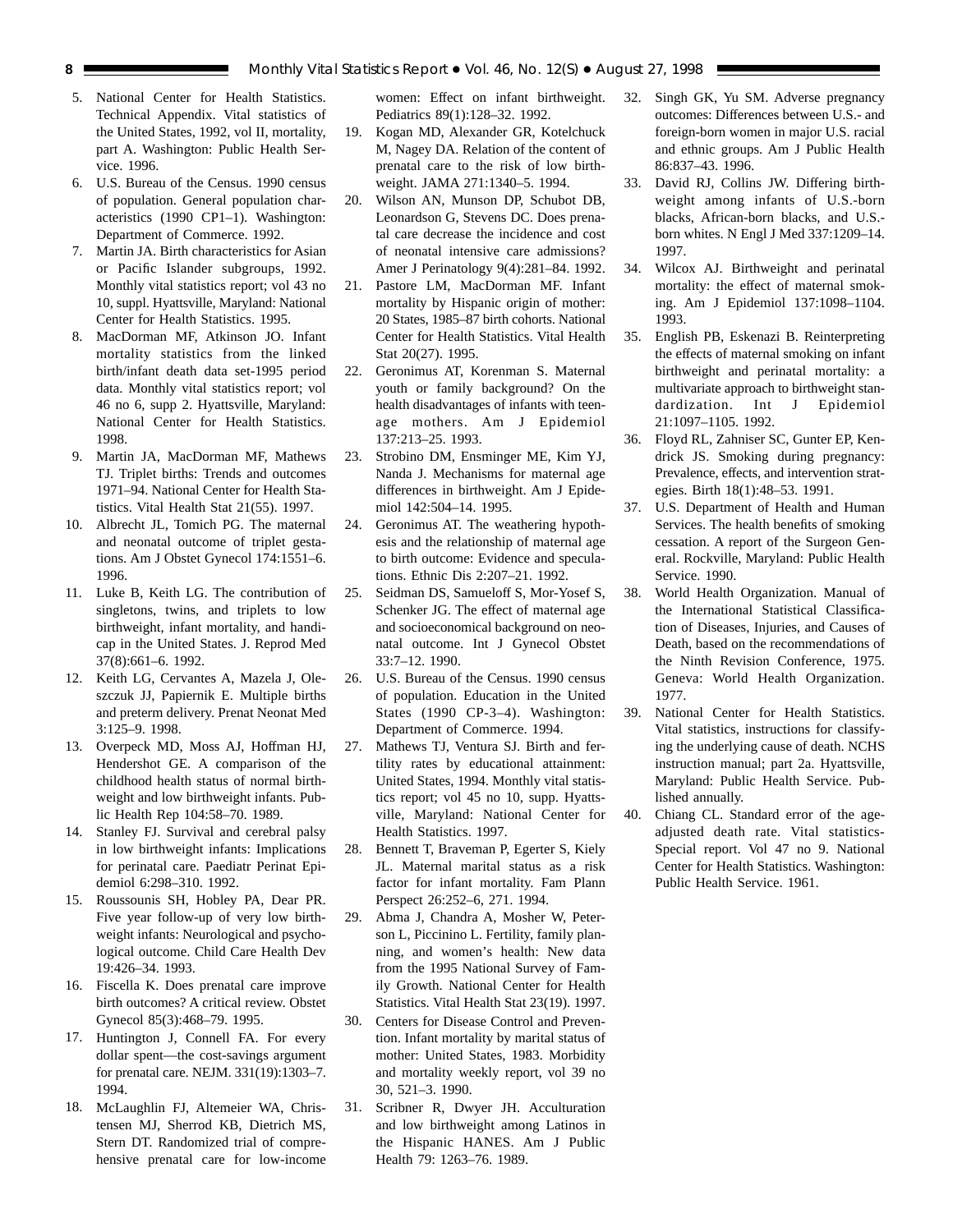5. National Center for Health Statistics. Technical Appendix. Vital statistics of the United States, 1992, vol II, mortality, part A. Washington: Public Health Service. 1996.
6. U.S. Bureau of the Census. 1990 census of population. General population characteristics (1990 CP1–1). Washington: Department of Commerce. 1992.
7. Martin JA. Birth characteristics for Asian or Pacific Islander subgroups, 1992. Monthly vital statistics report; vol 43 no 10, suppl. Hyattsville, Maryland: National Center for Health Statistics. 1995.
8. MacDorman MF, Atkinson JO. Infant mortality statistics from the linked birth/infant death data set-1995 period data. Monthly vital statistics report; vol 46 no 6, supp 2. Hyattsville, Maryland: National Center for Health Statistics. 1998.
9. Martin JA, MacDorman MF, Mathews TJ. Triplet births: Trends and outcomes 1971–94. National Center for Health Statistics. Vital Health Stat 21(55). 1997.
10. Albrecht JL, Tomich PG. The maternal and neonatal outcome of triplet gestations. Am J Obstet Gynecol 174:1551–6. 1996.
11. Luke B, Keith LG. The contribution of singletons, twins, and triplets to low birthweight, infant mortality, and handicap in the United States. J. Reprod Med 37(8):661–6. 1992.
12. Keith LG, Cervantes A, Mazela J, Oleszczuk JJ, Papiernik E. Multiple births and preterm delivery. Prenat Neonat Med 3:125–9. 1998.
13. Overpeck MD, Moss AJ, Hoffman HJ, Hendershot GE. A comparison of the childhood health status of normal birthweight and low birthweight infants. Public Health Rep 104:58–70. 1989.
14. Stanley FJ. Survival and cerebral palsy in low birthweight infants: Implications for perinatal care. Paediatr Perinat Epidemiol 6:298–310. 1992.
15. Roussounis SH, Hobley PA, Dear PR. Five year follow-up of very low birthweight infants: Neurological and psychological outcome. Child Care Health Dev 19:426–34. 1993.
16. Fiscella K. Does prenatal care improve birth outcomes? A critical review. Obstet Gynecol 85(3):468–79. 1995.
17. Huntington J, Connell FA. For every dollar spent—the cost-savings argument for prenatal care. NEJM. 331(19):1303–7. 1994.
18. McLaughlin FJ, Altemeier WA, Christensen MJ, Sherrod KB, Dietrich MS, Stern DT. Randomized trial of comprehensive prenatal care for low-income women: Effect on infant birthweight. Pediatrics 89(1):128–32. 1992.
19. Kogan MD, Alexander GR, Kotelchuck M, Nagey DA. Relation of the content of prenatal care to the risk of low birthweight. JAMA 271:1340–5. 1994.
20. Wilson AN, Munson DP, Schubot DB, Leonardson G, Stevens DC. Does prenatal care decrease the incidence and cost of neonatal intensive care admissions? Amer J Perinatology 9(4):281–84. 1992.
21. Pastore LM, MacDorman MF. Infant mortality by Hispanic origin of mother: 20 States, 1985–87 birth cohorts. National Center for Health Statistics. Vital Health Stat 20(27). 1995.
22. Geronimus AT, Korenman S. Maternal youth or family background? On the health disadvantages of infants with teenage mothers. Am J Epidemiol 137:213–25. 1993.
23. Strobino DM, Ensminger ME, Kim YJ, Nanda J. Mechanisms for maternal age differences in birthweight. Am J Epidemiol 142:504–14. 1995.
24. Geronimus AT. The weathering hypothesis and the relationship of maternal age to birth outcome: Evidence and speculations. Ethnic Dis 2:207–21. 1992.
25. Seidman DS, Samueloff S, Mor-Yosef S, Schenker JG. The effect of maternal age and socioeconomical background on neonatal outcome. Int J Gynecol Obstet 33:7–12. 1990.
26. U.S. Bureau of the Census. 1990 census of population. Education in the United States (1990 CP-3–4). Washington: Department of Commerce. 1994.
27. Mathews TJ, Ventura SJ. Birth and fertility rates by educational attainment: United States, 1994. Monthly vital statistics report; vol 45 no 10, supp. Hyattsville, Maryland: National Center for Health Statistics. 1997.
28. Bennett T, Braveman P, Egerter S, Kiely JL. Maternal marital status as a risk factor for infant mortality. Fam Plann Perspect 26:252–6, 271. 1994.
29. Abma J, Chandra A, Mosher W, Peterson L, Piccinino L. Fertility, family planning, and women's health: New data from the 1995 National Survey of Family Growth. National Center for Health Statistics. Vital Health Stat 23(19). 1997.
30. Centers for Disease Control and Prevention. Infant mortality by marital status of mother: United States, 1983. Morbidity and mortality weekly report, vol 39 no 30, 521–3. 1990.
31. Scribner R, Dwyer JH. Acculturation and low birthweight among Latinos in the Hispanic HANES. Am J Public Health 79: 1263–76. 1989.
32. Singh GK, Yu SM. Adverse pregnancy outcomes: Differences between U.S.- and foreign-born women in major U.S. racial and ethnic groups. Am J Public Health 86:837–43. 1996.
33. David RJ, Collins JW. Differing birthweight among infants of U.S.-born blacks, African-born blacks, and U.S.-born whites. N Engl J Med 337:1209–14. 1997.
34. Wilcox AJ. Birthweight and perinatal mortality: the effect of maternal smoking. Am J Epidemiol 137:1098–1104. 1993.
35. English PB, Eskenazi B. Reinterpreting the effects of maternal smoking on infant birthweight and perinatal mortality: a multivariate approach to birthweight standardization. Int J Epidemiol 21:1097–1105. 1992.
36. Floyd RL, Zahniser SC, Gunter EP, Kendrick JS. Smoking during pregnancy: Prevalence, effects, and intervention strategies. Birth 18(1):48–53. 1991.
37. U.S. Department of Health and Human Services. The health benefits of smoking cessation. A report of the Surgeon General. Rockville, Maryland: Public Health Service. 1990.
38. World Health Organization. Manual of the International Statistical Classification of Diseases, Injuries, and Causes of Death, based on the recommendations of the Ninth Revision Conference, 1975. Geneva: World Health Organization. 1977.
39. National Center for Health Statistics. Vital statistics, instructions for classifying the underlying cause of death. NCHS instruction manual; part 2a. Hyattsville, Maryland: Public Health Service. Published annually.
40. Chiang CL. Standard error of the age-adjusted death rate. Vital statistics-Special report. Vol 47 no 9. National Center for Health Statistics. Washington: Public Health Service. 1961.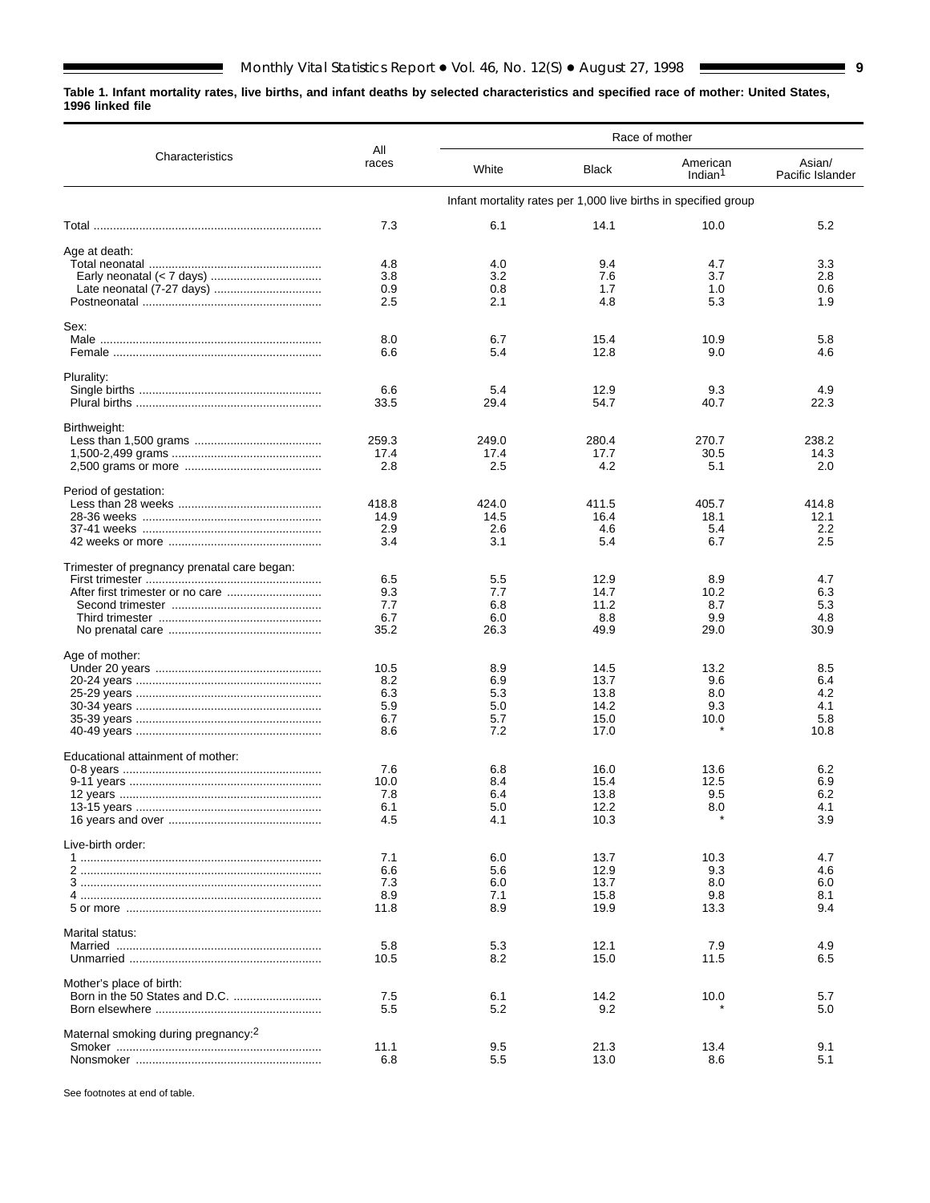**Table 1. Infant mortality rates, live births, and infant deaths by selected characteristics and specified race of mother: United States, 1996 linked file**

| Characteristics | All races | Race of mother | | | |
|---|---|---|---|---|---|
| | | White | Black | American Indian[1] | Asian/ Pacific Islander |
| | Infant mortality rates per 1,000 live births in specified group | | | | |
| Total | 7.3 | 6.1 | 14.1 | 10.0 | 5.2 |
| **Age at death:** | | | | | |
| Total neonatal | 4.8 | 4.0 | 9.4 | 4.7 | 3.3 |
| Early neonatal (< 7 days) | 3.8 | 3.2 | 7.6 | 3.7 | 2.8 |
| Late neonatal (7-27 days) | 0.9 | 0.8 | 1.7 | 1.0 | 0.6 |
| Postneonatal | 2.5 | 2.1 | 4.8 | 5.3 | 1.9 |
| **Sex:** | | | | | |
| Male | 8.0 | 6.7 | 15.4 | 10.9 | 5.8 |
| Female | 6.6 | 5.4 | 12.8 | 9.0 | 4.6 |
| **Plurality:** | | | | | |
| Single births | 6.6 | 5.4 | 12.9 | 9.3 | 4.9 |
| Plural births | 33.5 | 29.4 | 54.7 | 40.7 | 22.3 |
| **Birthweight:** | | | | | |
| Less than 1,500 grams | 259.3 | 249.0 | 280.4 | 270.7 | 238.2 |
| 1,500-2,499 grams | 17.4 | 17.4 | 17.7 | 30.5 | 14.3 |
| 2,500 grams or more | 2.8 | 2.5 | 4.2 | 5.1 | 2.0 |
| **Period of gestation:** | | | | | |
| Less than 28 weeks | 418.8 | 424.0 | 411.5 | 405.7 | 414.8 |
| 28-36 weeks | 14.9 | 14.5 | 16.4 | 18.1 | 12.1 |
| 37-41 weeks | 2.9 | 2.6 | 4.6 | 5.4 | 2.2 |
| 42 weeks or more | 3.4 | 3.1 | 5.4 | 6.7 | 2.5 |
| **Trimester of pregnancy prenatal care began:** | | | | | |
| First trimester | 6.5 | 5.5 | 12.9 | 8.9 | 4.7 |
| After first trimester or no care | 9.3 | 7.7 | 14.7 | 10.2 | 6.3 |
| Second trimester | 7.7 | 6.8 | 11.2 | 8.7 | 5.3 |
| Third trimester | 6.7 | 6.0 | 8.8 | 9.9 | 4.8 |
| No prenatal care | 35.2 | 26.3 | 49.9 | 29.0 | 30.9 |
| **Age of mother:** | | | | | |
| Under 20 years | 10.5 | 8.9 | 14.5 | 13.2 | 8.5 |
| 20-24 years | 8.2 | 6.9 | 13.7 | 9.6 | 6.4 |
| 25-29 years | 6.3 | 5.3 | 13.8 | 8.0 | 4.2 |
| 30-34 years | 5.9 | 5.0 | 14.2 | 9.3 | 4.1 |
| 35-39 years | 6.7 | 5.7 | 15.0 | 10.0 | 5.8 |
| 40-49 years | 8.6 | 7.2 | 17.0 | * | 10.8 |
| **Educational attainment of mother:** | | | | | |
| 0-8 years | 7.6 | 6.8 | 16.0 | 13.6 | 6.2 |
| 9-11 years | 10.0 | 8.4 | 15.4 | 12.5 | 6.9 |
| 12 years | 7.8 | 6.4 | 13.8 | 9.5 | 6.2 |
| 13-15 years | 6.1 | 5.0 | 12.2 | 8.0 | 4.1 |
| 16 years and over | 4.5 | 4.1 | 10.3 | * | 3.9 |
| **Live-birth order:** | | | | | |
| 1 | 7.1 | 6.0 | 13.7 | 10.3 | 4.7 |
| 2 | 6.6 | 5.6 | 12.9 | 9.3 | 4.6 |
| 3 | 7.3 | 6.0 | 13.7 | 8.0 | 6.0 |
| 4 | 8.9 | 7.1 | 15.8 | 9.8 | 8.1 |
| 5 or more | 11.8 | 8.9 | 19.9 | 13.3 | 9.4 |
| **Marital status:** | | | | | |
| Married | 5.8 | 5.3 | 12.1 | 7.9 | 4.9 |
| Unmarried | 10.5 | 8.2 | 15.0 | 11.5 | 6.5 |
| **Mother's place of birth:** | | | | | |
| Born in the 50 States and D.C. | 7.5 | 6.1 | 14.2 | 10.0 | 5.7 |
| Born elsewhere | 5.5 | 5.2 | 9.2 | * | 5.0 |
| **Maternal smoking during pregnancy:[2]** | | | | | |
| Smoker | 11.1 | 9.5 | 21.3 | 13.4 | 9.1 |
| Nonsmoker | 6.8 | 5.5 | 13.0 | 8.6 | 5.1 |

See footnotes at end of table.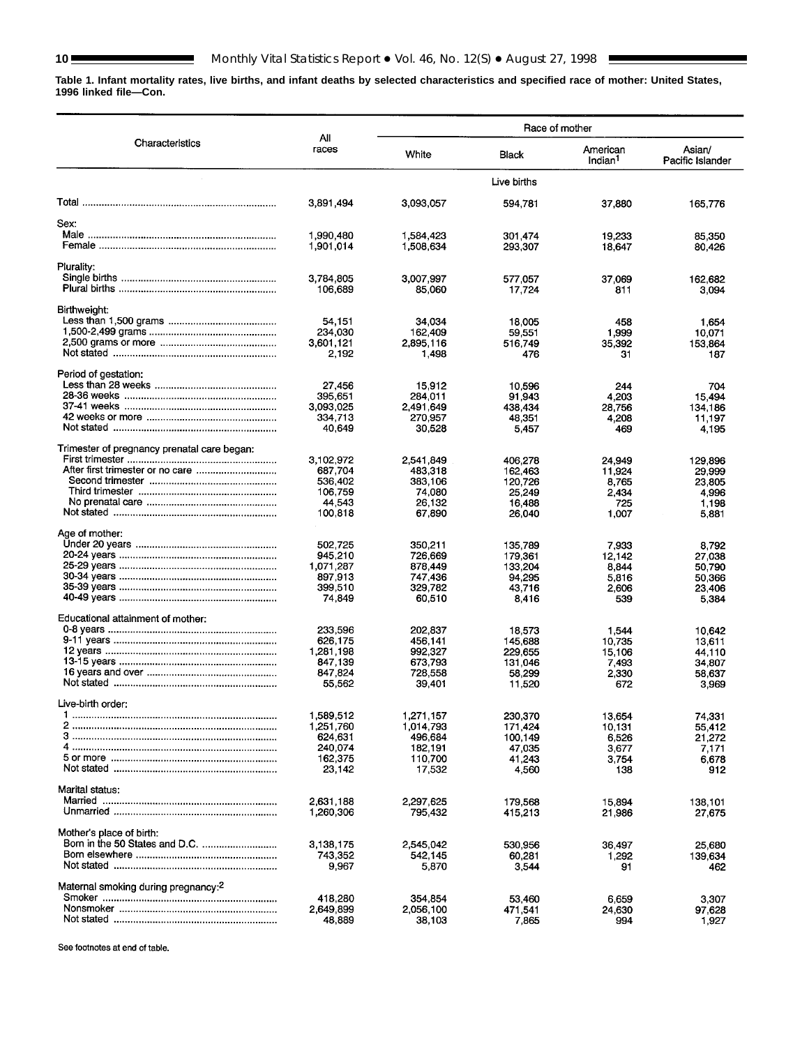**Table 1. Infant mortality rates, live births, and infant deaths by selected characteristics and specified race of mother: United States, 1996 linked file—Con.**

| Characteristics | All races | Race of mother | | | |
|---|---|---|---|---|---|
| | | White | Black | American Indian[1] | Asian/ Pacific Islander |
| | | | Live births | | |
| Total | 3,891,494 | 3,093,057 | 594,781 | 37,880 | 165,776 |
| **Sex:** | | | | | |
| Male | 1,990,480 | 1,584,423 | 301,474 | 19,233 | 85,350 |
| Female | 1,901,014 | 1,508,634 | 293,307 | 18,647 | 80,426 |
| **Plurality:** | | | | | |
| Single births | 3,784,805 | 3,007,997 | 577,057 | 37,069 | 162,682 |
| Plural births | 106,689 | 85,060 | 17,724 | 811 | 3,094 |
| **Birthweight:** | | | | | |
| Less than 1,500 grams | 54,151 | 34,034 | 18,005 | 458 | 1,654 |
| 1,500-2,499 grams | 234,030 | 162,409 | 59,551 | 1,999 | 10,071 |
| 2,500 grams or more | 3,601,121 | 2,895,116 | 516,749 | 35,392 | 153,864 |
| Not stated | 2,192 | 1,498 | 476 | 31 | 187 |
| **Period of gestation:** | | | | | |
| Less than 28 weeks | 27,456 | 15,912 | 10,596 | 244 | 704 |
| 28-36 weeks | 395,651 | 284,011 | 91,943 | 4,203 | 15,494 |
| 37-41 weeks | 3,093,025 | 2,491,649 | 438,434 | 28,756 | 134,186 |
| 42 weeks or more | 334,713 | 270,957 | 48,351 | 4,208 | 11,197 |
| Not stated | 40,649 | 30,528 | 5,457 | 469 | 4,195 |
| **Trimester of pregnancy prenatal care began:** | | | | | |
| First trimester | 3,102,972 | 2,541,849 | 406,278 | 24,949 | 129,896 |
| After first trimester or no care | 687,704 | 483,318 | 162,463 | 11,924 | 29,999 |
| Second trimester | 536,402 | 383,106 | 120,726 | 8,765 | 23,805 |
| Third trimester | 106,759 | 74,080 | 25,249 | 2,434 | 4,996 |
| No prenatal care | 44,543 | 26,132 | 16,488 | 725 | 1,198 |
| Not stated | 100,818 | 67,890 | 26,040 | 1,007 | 5,881 |
| **Age of mother:** | | | | | |
| Under 20 years | 502,725 | 350,211 | 135,789 | 7,933 | 8,792 |
| 20-24 years | 945,210 | 726,669 | 179,361 | 12,142 | 27,038 |
| 25-29 years | 1,071,287 | 878,449 | 133,204 | 8,844 | 50,790 |
| 30-34 years | 897,913 | 747,436 | 94,295 | 5,816 | 50,366 |
| 35-39 years | 399,510 | 329,782 | 43,716 | 2,606 | 23,406 |
| 40-49 years | 74,849 | 60,510 | 8,416 | 539 | 5,384 |
| **Educational attainment of mother:** | | | | | |
| 0-8 years | 233,596 | 202,837 | 18,573 | 1,544 | 10,642 |
| 9-11 years | 626,175 | 456,141 | 145,688 | 10,735 | 13,611 |
| 12 years | 1,281,198 | 992,327 | 229,655 | 15,106 | 44,110 |
| 13-15 years | 847,139 | 673,793 | 131,046 | 7,493 | 34,807 |
| 16 years and over | 847,824 | 728,558 | 58,299 | 2,330 | 58,637 |
| Not stated | 55,562 | 39,401 | 11,520 | 672 | 3,969 |
| **Live-birth order:** | | | | | |
| 1 | 1,589,512 | 1,271,157 | 230,370 | 13,654 | 74,331 |
| 2 | 1,251,760 | 1,014,793 | 171,424 | 10,131 | 55,412 |
| 3 | 624,631 | 496,684 | 100,149 | 6,526 | 21,272 |
| 4 | 240,074 | 182,191 | 47,035 | 3,677 | 7,171 |
| 5 or more | 162,375 | 110,700 | 41,243 | 3,754 | 6,678 |
| Not stated | 23,142 | 17,532 | 4,560 | 138 | 912 |
| **Marital status:** | | | | | |
| Married | 2,631,188 | 2,297,625 | 179,568 | 15,894 | 138,101 |
| Unmarried | 1,260,306 | 795,432 | 415,213 | 21,986 | 27,675 |
| **Mother's place of birth:** | | | | | |
| Born in the 50 States and D.C. | 3,138,175 | 2,545,042 | 530,956 | 36,497 | 25,680 |
| Born elsewhere | 743,352 | 542,145 | 60,281 | 1,292 | 139,634 |
| Not stated | 9,967 | 5,870 | 3,544 | 91 | 462 |
| **Maternal smoking during pregnancy:[2]** | | | | | |
| Smoker | 418,280 | 354,854 | 53,460 | 6,659 | 3,307 |
| Nonsmoker | 2,649,899 | 2,056,100 | 471,541 | 24,630 | 97,628 |
| Not stated | 48,889 | 38,103 | 7,865 | 994 | 1,927 |

See footnotes at end of table.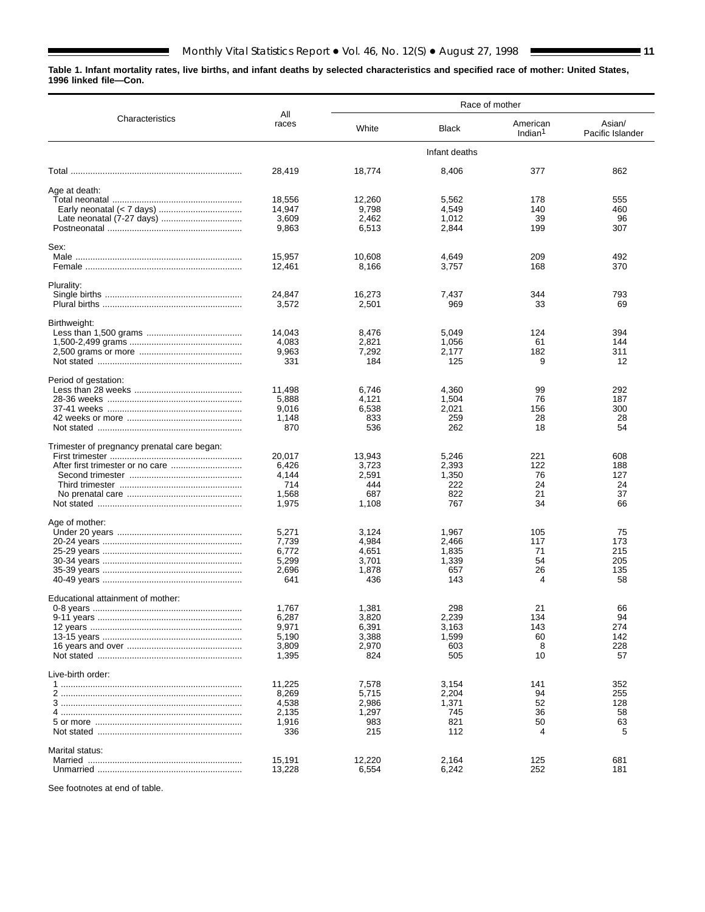**Table 1. Infant mortality rates, live births, and infant deaths by selected characteristics and specified race of mother: United States, 1996 linked file—Con.**

| Characteristics | All races | Race of mother | | | |
|---|---|---|---|---|---|
| | | White | Black | American Indian[1] | Asian/ Pacific Islander |
| | Infant deaths | | | | |
| Total | 28,419 | 18,774 | 8,406 | 377 | 862 |
| **Age at death:** | | | | | |
| Total neonatal | 18,556 | 12,260 | 5,562 | 178 | 555 |
| Early neonatal (< 7 days) | 14,947 | 9,798 | 4,549 | 140 | 460 |
| Late neonatal (7-27 days) | 3,609 | 2,462 | 1,012 | 39 | 96 |
| Postneonatal | 9,863 | 6,513 | 2,844 | 199 | 307 |
| **Sex:** | | | | | |
| Male | 15,957 | 10,608 | 4,649 | 209 | 492 |
| Female | 12,461 | 8,166 | 3,757 | 168 | 370 |
| **Plurality:** | | | | | |
| Single births | 24,847 | 16,273 | 7,437 | 344 | 793 |
| Plural births | 3,572 | 2,501 | 969 | 33 | 69 |
| **Birthweight:** | | | | | |
| Less than 1,500 grams | 14,043 | 8,476 | 5,049 | 124 | 394 |
| 1,500-2,499 grams | 4,083 | 2,821 | 1,056 | 61 | 144 |
| 2,500 grams or more | 9,963 | 7,292 | 2,177 | 182 | 311 |
| Not stated | 331 | 184 | 125 | 9 | 12 |
| **Period of gestation:** | | | | | |
| Less than 28 weeks | 11,498 | 6,746 | 4,360 | 99 | 292 |
| 28-36 weeks | 5,888 | 4,121 | 1,504 | 76 | 187 |
| 37-41 weeks | 9,016 | 6,538 | 2,021 | 156 | 300 |
| 42 weeks or more | 1,148 | 833 | 259 | 28 | 28 |
| Not stated | 870 | 536 | 262 | 18 | 54 |
| **Trimester of pregnancy prenatal care began:** | | | | | |
| First trimester | 20,017 | 13,943 | 5,246 | 221 | 608 |
| After first trimester or no care | 6,426 | 3,723 | 2,393 | 122 | 188 |
| Second trimester | 4,144 | 2,591 | 1,350 | 76 | 127 |
| Third trimester | 714 | 444 | 222 | 24 | 24 |
| No prenatal care | 1,568 | 687 | 822 | 21 | 37 |
| Not stated | 1,975 | 1,108 | 767 | 34 | 66 |
| **Age of mother:** | | | | | |
| Under 20 years | 5,271 | 3,124 | 1,967 | 105 | 75 |
| 20-24 years | 7,739 | 4,984 | 2,466 | 117 | 173 |
| 25-29 years | 6,772 | 4,651 | 1,835 | 71 | 215 |
| 30-34 years | 5,299 | 3,701 | 1,339 | 54 | 205 |
| 35-39 years | 2,696 | 1,878 | 657 | 26 | 135 |
| 40-49 years | 641 | 436 | 143 | 4 | 58 |
| **Educational attainment of mother:** | | | | | |
| 0-8 years | 1,767 | 1,381 | 298 | 21 | 66 |
| 9-11 years | 6,287 | 3,820 | 2,239 | 134 | 94 |
| 12 years | 9,971 | 6,391 | 3,163 | 143 | 274 |
| 13-15 years | 5,190 | 3,388 | 1,599 | 60 | 142 |
| 16 years and over | 3,809 | 2,970 | 603 | 8 | 228 |
| Not stated | 1,395 | 824 | 505 | 10 | 57 |
| **Live-birth order:** | | | | | |
| 1 | 11,225 | 7,578 | 3,154 | 141 | 352 |
| 2 | 8,269 | 5,715 | 2,204 | 94 | 255 |
| 3 | 4,538 | 2,986 | 1,371 | 52 | 128 |
| 4 | 2,135 | 1,297 | 745 | 36 | 58 |
| 5 or more | 1,916 | 983 | 821 | 50 | 63 |
| Not stated | 336 | 215 | 112 | 4 | 5 |
| **Marital status:** | | | | | |
| Married | 15,191 | 12,220 | 2,164 | 125 | 681 |
| Unmarried | 13,228 | 6,554 | 6,242 | 252 | 181 |

See footnotes at end of table.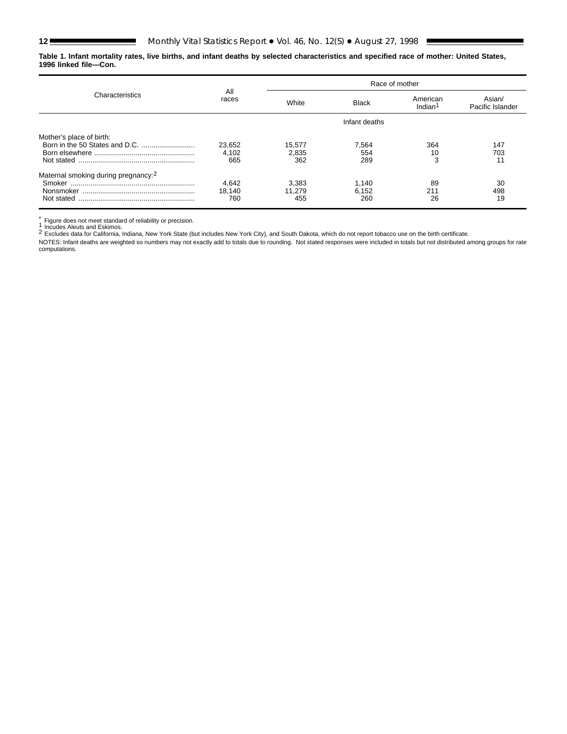**Table 1. Infant mortality rates, live births, and infant deaths by selected characteristics and specified race of mother: United States, 1996 linked file—Con.**

| Characteristics | All races | Race of mother | | | |
|---|---|---|---|---|---|
| | | White | Black | American Indian[1] | Asian/ Pacific Islander |
| | Infant deaths | | | | |
| Mother's place of birth: | | | | | |
| Born in the 50 States and D.C. | 23,652 | 15,577 | 7,564 | 364 | 147 |
| Born elsewhere | 4,102 | 2,835 | 554 | 10 | 703 |
| Not stated | 665 | 362 | 289 | 3 | 11 |
| Maternal smoking during pregnancy:[2] | | | | | |
| Smoker | 4,642 | 3,383 | 1,140 | 89 | 30 |
| Nonsmoker | 18,140 | 11,279 | 6,152 | 211 | 498 |
| Not stated | 760 | 455 | 260 | 26 | 19 |

* Figure does not meet standard of reliability or precision.
[1] Incudes Aleuts and Eskimos.
[2] Excludes data for California, Indiana, New York State (but includes New York City), and South Dakota, which do not report tobacco use on the birth certificate.

NOTES: Infant deaths are weighted so numbers may not exactly add to totals due to rounding. Not stated responses were included in totals but not distributed among groups for rate computations.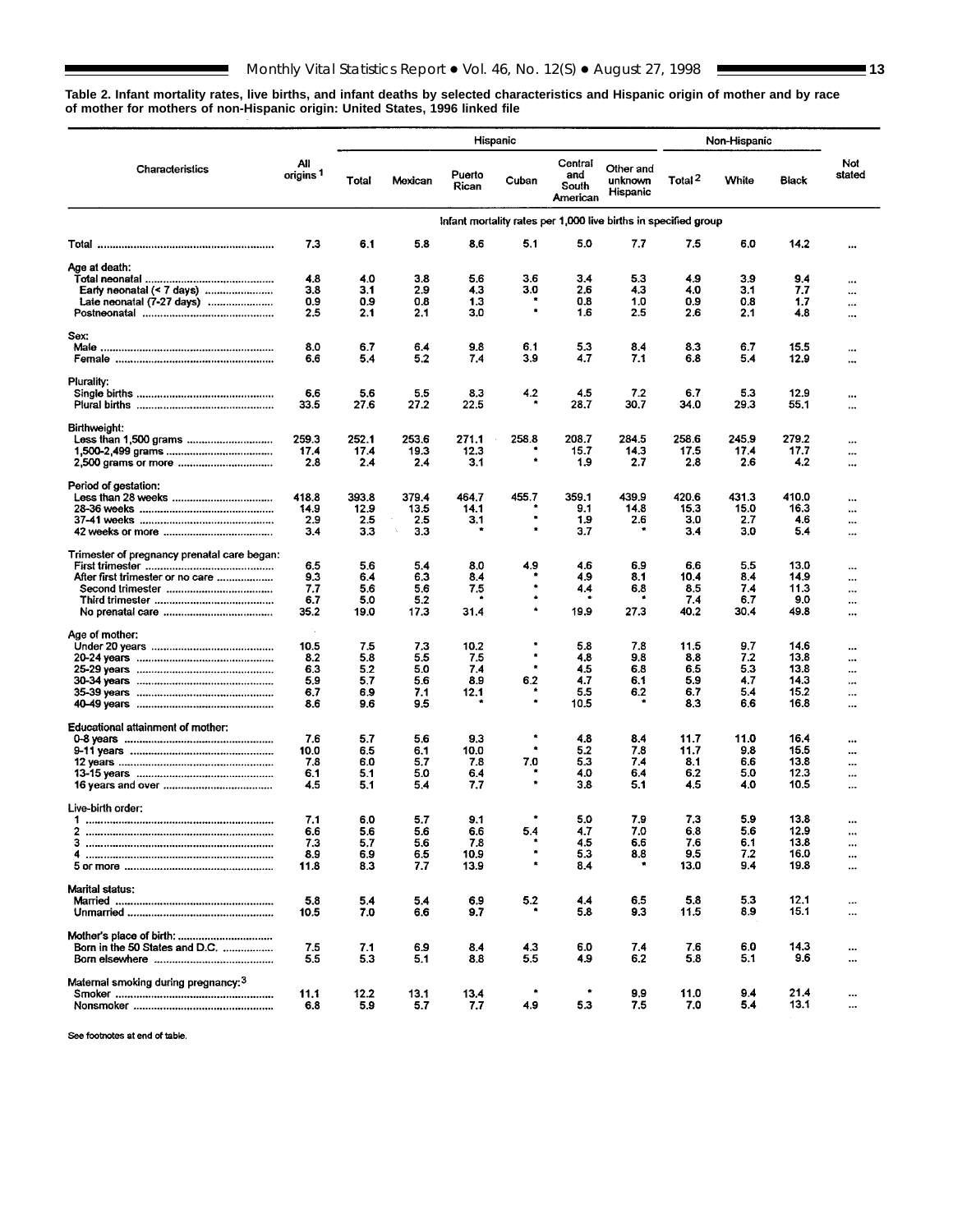**Table 2. Infant mortality rates, live births, and infant deaths by selected characteristics and Hispanic origin of mother and by race of mother for mothers of non-Hispanic origin: United States, 1996 linked file**

| Characteristics | All origins [1] | Hispanic | | | | | | Non-Hispanic | | | Not stated |
|---|---|---|---|---|---|---|---|---|---|---|---|
| | | Total | Mexican | Puerto Rican | Cuban | Central and South American | Other and unknown Hispanic | Total [2] | White | Black | |
| | Infant mortality rates per 1,000 live births in specified group | | | | | | | | | | |
| Total | 7.3 | 6.1 | 5.8 | 8.6 | 5.1 | 5.0 | 7.7 | 7.5 | 6.0 | 14.2 | ... |
| **Age at death:** | | | | | | | | | | | |
| Total neonatal | 4.8 | 4.0 | 3.8 | 5.6 | 3.6 | 3.4 | 5.3 | 4.9 | 3.9 | 9.4 | ... |
| Early neonatal (< 7 days) | 3.8 | 3.1 | 2.9 | 4.3 | 3.0 | 2.6 | 4.3 | 4.0 | 3.1 | 7.7 | ... |
| Late neonatal (7-27 days) | 0.9 | 0.9 | 0.8 | 1.3 | * | 0.8 | 1.0 | 0.9 | 0.8 | 1.7 | ... |
| Postneonatal | 2.5 | 2.1 | 2.1 | 3.0 | * | 1.6 | 2.5 | 2.6 | 2.1 | 4.8 | ... |
| **Sex:** | | | | | | | | | | | |
| Male | 8.0 | 6.7 | 6.4 | 9.8 | 6.1 | 5.3 | 8.4 | 8.3 | 6.7 | 15.5 | ... |
| Female | 6.6 | 5.4 | 5.2 | 7.4 | 3.9 | 4.7 | 7.1 | 6.8 | 5.4 | 12.9 | ... |
| **Plurality:** | | | | | | | | | | | |
| Single births | 6.6 | 5.6 | 5.5 | 8.3 | 4.2 | 4.5 | 7.2 | 6.7 | 5.3 | 12.9 | ... |
| Plural births | 33.5 | 27.6 | 27.2 | 22.5 | * | 28.7 | 30.7 | 34.0 | 29.3 | 55.1 | ... |
| **Birthweight:** | | | | | | | | | | | |
| Less than 1,500 grams | 259.3 | 252.1 | 253.6 | 271.1 | 258.8 | 208.7 | 284.5 | 258.6 | 245.9 | 279.2 | ... |
| 1,500-2,499 grams | 17.4 | 17.4 | 19.3 | 12.3 | * | 15.7 | 14.3 | 17.5 | 17.4 | 17.7 | ... |
| 2,500 grams or more | 2.8 | 2.4 | 2.4 | 3.1 | * | 1.9 | 2.7 | 2.8 | 2.6 | 4.2 | ... |
| **Period of gestation:** | | | | | | | | | | | |
| Less than 28 weeks | 418.8 | 393.8 | 379.4 | 464.7 | 455.7 | 359.1 | 439.9 | 420.6 | 431.3 | 410.0 | ... |
| 28-36 weeks | 14.9 | 12.9 | 13.5 | 14.1 | * | 9.1 | 14.8 | 15.3 | 15.0 | 16.3 | ... |
| 37-41 weeks | 2.9 | 2.5 | 2.5 | 3.1 | * | 1.9 | 2.6 | 3.0 | 2.7 | 4.6 | ... |
| 42 weeks or more | 3.4 | 3.3 | 3.3 | * | * | 3.7 | * | 3.4 | 3.0 | 5.4 | ... |
| **Trimester of pregnancy prenatal care began:** | | | | | | | | | | | |
| First trimester | 6.5 | 5.6 | 5.4 | 8.0 | 4.9 | 4.6 | 6.9 | 6.6 | 5.5 | 13.0 | ... |
| After first trimester or no care | 9.3 | 6.4 | 6.3 | 8.4 | * | 4.9 | 8.1 | 10.4 | 8.4 | 14.9 | ... |
| Second trimester | 7.7 | 5.6 | 5.6 | 7.5 | * | 4.4 | 6.8 | 8.5 | 7.4 | 11.3 | ... |
| Third trimester | 6.7 | 5.0 | 5.2 | * | * | * | * | 7.4 | 6.7 | 9.0 | ... |
| No prenatal care | 35.2 | 19.0 | 17.3 | 31.4 | * | 19.9 | 27.3 | 40.2 | 30.4 | 49.8 | ... |
| **Age of mother:** | | | | | | | | | | | |
| Under 20 years | 10.5 | 7.5 | 7.3 | 10.2 | * | 5.8 | 7.8 | 11.5 | 9.7 | 14.6 | ... |
| 20-24 years | 8.2 | 5.8 | 5.5 | 7.5 | * | 4.8 | 9.8 | 8.8 | 7.2 | 13.8 | ... |
| 25-29 years | 6.3 | 5.2 | 5.0 | 7.4 | * | 4.5 | 6.8 | 6.5 | 5.3 | 13.8 | ... |
| 30-34 years | 5.9 | 5.7 | 5.6 | 8.9 | 6.2 | 4.7 | 6.1 | 5.9 | 4.7 | 14.3 | ... |
| 35-39 years | 6.7 | 6.9 | 7.1 | 12.1 | * | 5.5 | 6.2 | 6.7 | 5.4 | 15.2 | ... |
| 40-49 years | 8.6 | 9.6 | 9.5 | * | * | 10.5 | * | 8.3 | 6.6 | 16.8 | ... |
| **Educational attainment of mother:** | | | | | | | | | | | |
| 0-8 years | 7.6 | 5.7 | 5.6 | 9.3 | * | 4.8 | 8.4 | 11.7 | 11.0 | 16.4 | ... |
| 9-11 years | 10.0 | 6.5 | 6.1 | 10.0 | * | 5.2 | 7.8 | 11.7 | 9.8 | 15.5 | ... |
| 12 years | 7.8 | 6.0 | 5.7 | 7.8 | 7.0 | 5.3 | 7.4 | 8.1 | 6.6 | 13.8 | ... |
| 13-15 years | 6.1 | 5.1 | 5.0 | 6.4 | * | 4.0 | 6.4 | 6.2 | 5.0 | 12.3 | ... |
| 16 years and over | 4.5 | 5.1 | 5.4 | 7.7 | * | 3.8 | 5.1 | 4.5 | 4.0 | 10.5 | ... |
| **Live-birth order:** | | | | | | | | | | | |
| 1 | 7.1 | 6.0 | 5.7 | 9.1 | * | 5.0 | 7.9 | 7.3 | 5.9 | 13.8 | ... |
| 2 | 6.6 | 5.6 | 5.6 | 6.6 | 5.4 | 4.7 | 7.0 | 6.8 | 5.6 | 12.9 | ... |
| 3 | 7.3 | 5.7 | 5.6 | 7.8 | * | 4.5 | 6.6 | 7.6 | 6.1 | 13.8 | ... |
| 4 | 8.9 | 6.9 | 6.5 | 10.9 | * | 5.3 | 8.8 | 9.5 | 7.2 | 16.0 | ... |
| 5 or more | 11.8 | 8.3 | 7.7 | 13.9 | * | 8.4 | * | 13.0 | 9.4 | 19.8 | ... |
| **Marital status:** | | | | | | | | | | | |
| Married | 5.8 | 5.4 | 5.4 | 6.9 | 5.2 | 4.4 | 6.5 | 5.8 | 5.3 | 12.1 | ... |
| Unmarried | 10.5 | 7.0 | 6.6 | 9.7 | * | 5.8 | 9.3 | 11.5 | 8.9 | 15.1 | ... |
| **Mother's place of birth:** | | | | | | | | | | | |
| Born in the 50 States and D.C. | 7.5 | 7.1 | 6.9 | 8.4 | 4.3 | 6.0 | 7.4 | 7.6 | 6.0 | 14.3 | ... |
| Born elsewhere | 5.5 | 5.3 | 5.1 | 8.8 | 5.5 | 4.9 | 6.2 | 5.8 | 5.1 | 9.6 | ... |
| **Maternal smoking during pregnancy:** [3] | | | | | | | | | | | |
| Smoker | 11.1 | 12.2 | 13.1 | 13.4 | * | * | 9.9 | 11.0 | 9.4 | 21.4 | ... |
| Nonsmoker | 6.8 | 5.9 | 5.7 | 7.7 | 4.9 | 5.3 | 7.5 | 7.0 | 5.4 | 13.1 | ... |

See footnotes at end of table.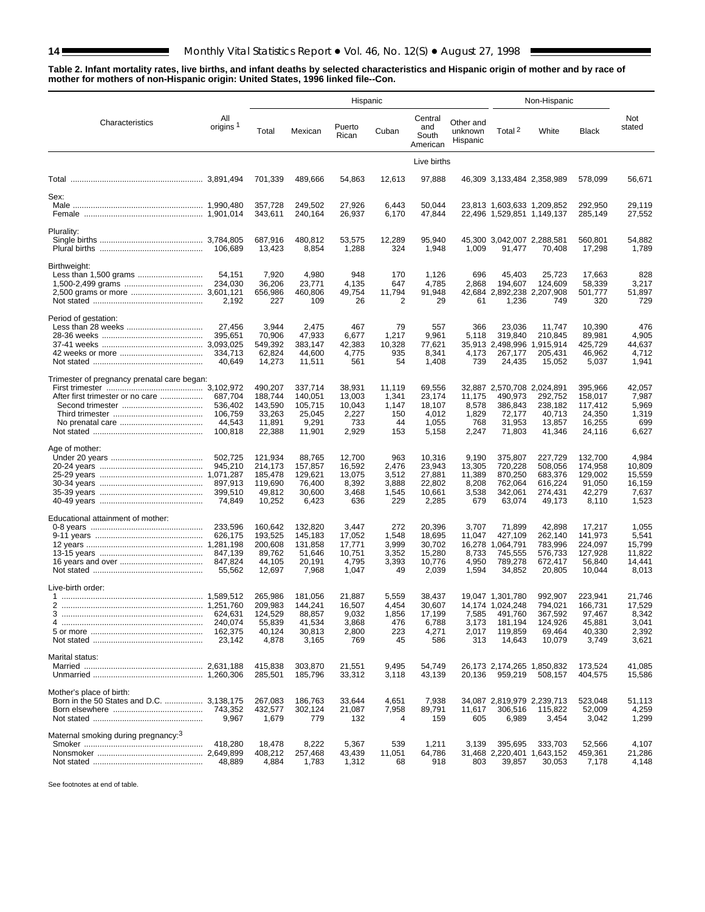**Table 2. Infant mortality rates, live births, and infant deaths by selected characteristics and Hispanic origin of mother and by race of mother for mothers of non-Hispanic origin: United States, 1996 linked file--Con.**

| Characteristics | All origins [1] | Hispanic | | | | | | Non-Hispanic | | | Not stated |
|---|---|---|---|---|---|---|---|---|---|---|---|
| | | Total | Mexican | Puerto Rican | Cuban | Central and South American | Other and unknown Hispanic | Total [2] | White | Black | |
| | Live births | | | | | | | | | | |
| Total | 3,891,494 | 701,339 | 489,666 | 54,863 | 12,613 | 97,888 | 46,309 | 3,133,484 | 2,358,989 | 578,099 | 56,671 |
| **Sex:** | | | | | | | | | | | |
| Male | 1,990,480 | 357,728 | 249,502 | 27,926 | 6,443 | 50,044 | 23,813 | 1,603,633 | 1,209,852 | 292,950 | 29,119 |
| Female | 1,901,014 | 343,611 | 240,164 | 26,937 | 6,170 | 47,844 | 22,496 | 1,529,851 | 1,149,137 | 285,149 | 27,552 |
| **Plurality:** | | | | | | | | | | | |
| Single births | 3,784,805 | 687,916 | 480,812 | 53,575 | 12,289 | 95,940 | 45,300 | 3,042,007 | 2,288,581 | 560,801 | 54,882 |
| Plural births | 106,689 | 13,423 | 8,854 | 1,288 | 324 | 1,948 | 1,009 | 91,477 | 70,408 | 17,298 | 1,789 |
| **Birthweight:** | | | | | | | | | | | |
| Less than 1,500 grams | 54,151 | 7,920 | 4,980 | 948 | 170 | 1,126 | 696 | 45,403 | 25,723 | 17,663 | 828 |
| 1,500-2,499 grams | 234,030 | 36,206 | 23,771 | 4,135 | 647 | 4,785 | 2,868 | 194,607 | 124,609 | 58,339 | 3,217 |
| 2,500 grams or more | 3,601,121 | 656,986 | 460,806 | 49,754 | 11,794 | 91,948 | 42,684 | 2,892,238 | 2,207,908 | 501,777 | 51,897 |
| Not stated | 2,192 | 227 | 109 | 26 | 2 | 29 | 61 | 1,236 | 749 | 320 | 729 |
| **Period of gestation:** | | | | | | | | | | | |
| Less than 28 weeks | 27,456 | 3,944 | 2,475 | 467 | 79 | 557 | 366 | 23,036 | 11,747 | 10,390 | 476 |
| 28-36 weeks | 395,651 | 70,906 | 47,933 | 6,677 | 1,217 | 9,961 | 5,118 | 319,840 | 210,845 | 89,981 | 4,905 |
| 37-41 weeks | 3,093,025 | 549,392 | 383,147 | 42,383 | 10,328 | 77,621 | 35,913 | 2,498,996 | 1,915,914 | 425,729 | 44,637 |
| 42 weeks or more | 334,713 | 62,824 | 44,600 | 4,775 | 935 | 8,341 | 4,173 | 267,177 | 205,431 | 46,962 | 4,712 |
| Not stated | 40,649 | 14,273 | 11,511 | 561 | 54 | 1,408 | 739 | 24,435 | 15,052 | 5,037 | 1,941 |
| **Trimester of pregnancy prenatal care began:** | | | | | | | | | | | |
| First trimester | 3,102,972 | 490,207 | 337,714 | 38,931 | 11,119 | 69,556 | 32,887 | 2,570,708 | 2,024,891 | 395,966 | 42,057 |
| After first trimester or no care | 687,704 | 188,744 | 140,051 | 13,003 | 1,341 | 23,174 | 11,175 | 490,973 | 292,752 | 158,017 | 7,987 |
| Second trimester | 536,402 | 143,590 | 105,715 | 10,043 | 1,147 | 18,107 | 8,578 | 386,843 | 238,182 | 117,412 | 5,969 |
| Third trimester | 106,759 | 33,263 | 25,045 | 2,227 | 150 | 4,012 | 1,829 | 72,177 | 40,713 | 24,350 | 1,319 |
| No prenatal care | 44,543 | 11,891 | 9,291 | 733 | 44 | 1,055 | 768 | 31,953 | 13,857 | 16,255 | 699 |
| Not stated | 100,818 | 22,388 | 11,901 | 2,929 | 153 | 5,158 | 2,247 | 71,803 | 41,346 | 24,116 | 6,627 |
| **Age of mother:** | | | | | | | | | | | |
| Under 20 years | 502,725 | 121,934 | 88,765 | 12,700 | 963 | 10,316 | 9,190 | 375,807 | 227,729 | 132,700 | 4,984 |
| 20-24 years | 945,210 | 214,173 | 157,857 | 16,592 | 2,476 | 23,943 | 13,305 | 720,228 | 508,056 | 174,958 | 10,809 |
| 25-29 years | 1,071,287 | 185,478 | 129,621 | 13,075 | 3,512 | 27,881 | 11,389 | 870,250 | 683,376 | 129,002 | 15,559 |
| 30-34 years | 897,913 | 119,690 | 76,400 | 8,392 | 3,888 | 22,802 | 8,208 | 762,064 | 616,224 | 91,050 | 16,159 |
| 35-39 years | 399,510 | 49,812 | 30,600 | 3,468 | 1,545 | 10,661 | 3,538 | 342,061 | 274,431 | 42,279 | 7,637 |
| 40-49 years | 74,849 | 10,252 | 6,423 | 636 | 229 | 2,285 | 679 | 63,074 | 49,173 | 8,110 | 1,523 |
| **Educational attainment of mother:** | | | | | | | | | | | |
| 0-8 years | 233,596 | 160,642 | 132,820 | 3,447 | 272 | 20,396 | 3,707 | 71,899 | 42,898 | 17,217 | 1,055 |
| 9-11 years | 626,175 | 193,525 | 145,183 | 17,052 | 1,548 | 18,695 | 11,047 | 427,109 | 262,140 | 141,973 | 5,541 |
| 12 years | 1,281,198 | 200,608 | 131,858 | 17,771 | 3,999 | 30,702 | 16,278 | 1,064,791 | 783,996 | 224,097 | 15,799 |
| 13-15 years | 847,139 | 89,762 | 51,646 | 10,751 | 3,352 | 15,280 | 8,733 | 745,555 | 576,733 | 127,928 | 11,822 |
| 16 years and over | 847,824 | 44,105 | 20,191 | 4,795 | 3,393 | 10,776 | 4,950 | 789,278 | 672,417 | 56,840 | 14,441 |
| Not stated | 55,562 | 12,697 | 7,968 | 1,047 | 49 | 2,039 | 1,594 | 34,852 | 20,805 | 10,044 | 8,013 |
| **Live-birth order:** | | | | | | | | | | | |
| 1 | 1,589,512 | 265,986 | 181,056 | 21,887 | 5,559 | 38,437 | 19,047 | 1,301,780 | 992,907 | 223,941 | 21,746 |
| 2 | 1,251,760 | 209,983 | 144,241 | 16,507 | 4,454 | 30,607 | 14,174 | 1,024,248 | 794,021 | 166,731 | 17,529 |
| 3 | 624,631 | 124,529 | 88,857 | 9,032 | 1,856 | 17,199 | 7,585 | 491,760 | 367,592 | 97,467 | 8,342 |
| 4 | 240,074 | 55,839 | 41,534 | 3,868 | 476 | 6,788 | 3,173 | 181,194 | 124,926 | 45,881 | 3,041 |
| 5 or more | 162,375 | 40,124 | 30,813 | 2,800 | 223 | 4,271 | 2,017 | 119,859 | 69,464 | 40,330 | 2,392 |
| Not stated | 23,142 | 4,878 | 3,165 | 769 | 45 | 586 | 313 | 14,643 | 10,079 | 3,749 | 3,621 |
| **Marital status:** | | | | | | | | | | | |
| Married | 2,631,188 | 415,838 | 303,870 | 21,551 | 9,495 | 54,749 | 26,173 | 2,174,265 | 1,850,832 | 173,524 | 41,085 |
| Unmarried | 1,260,306 | 285,501 | 185,796 | 33,312 | 3,118 | 43,139 | 20,136 | 959,219 | 508,157 | 404,575 | 15,586 |
| **Mother's place of birth:** | | | | | | | | | | | |
| Born in the 50 States and D.C. | 3,138,175 | 267,083 | 186,763 | 33,644 | 4,651 | 7,938 | 34,087 | 2,819,979 | 2,239,713 | 523,048 | 51,113 |
| Born elsewhere | 743,352 | 432,577 | 302,124 | 21,087 | 7,958 | 89,791 | 11,617 | 306,516 | 115,822 | 52,009 | 4,259 |
| Not stated | 9,967 | 1,679 | 779 | 132 | 4 | 159 | 605 | 6,989 | 3,454 | 3,042 | 1,299 |
| **Maternal smoking during pregnancy:[3]** | | | | | | | | | | | |
| Smoker | 418,280 | 18,478 | 8,222 | 5,367 | 539 | 1,211 | 3,139 | 395,695 | 333,703 | 52,566 | 4,107 |
| Nonsmoker | 2,649,899 | 408,212 | 257,468 | 43,439 | 11,051 | 64,786 | 31,468 | 2,220,401 | 1,643,152 | 459,361 | 21,286 |
| Not stated | 48,889 | 4,884 | 1,783 | 1,312 | 68 | 918 | 803 | 39,857 | 30,053 | 7,178 | 4,148 |

See footnotes at end of table.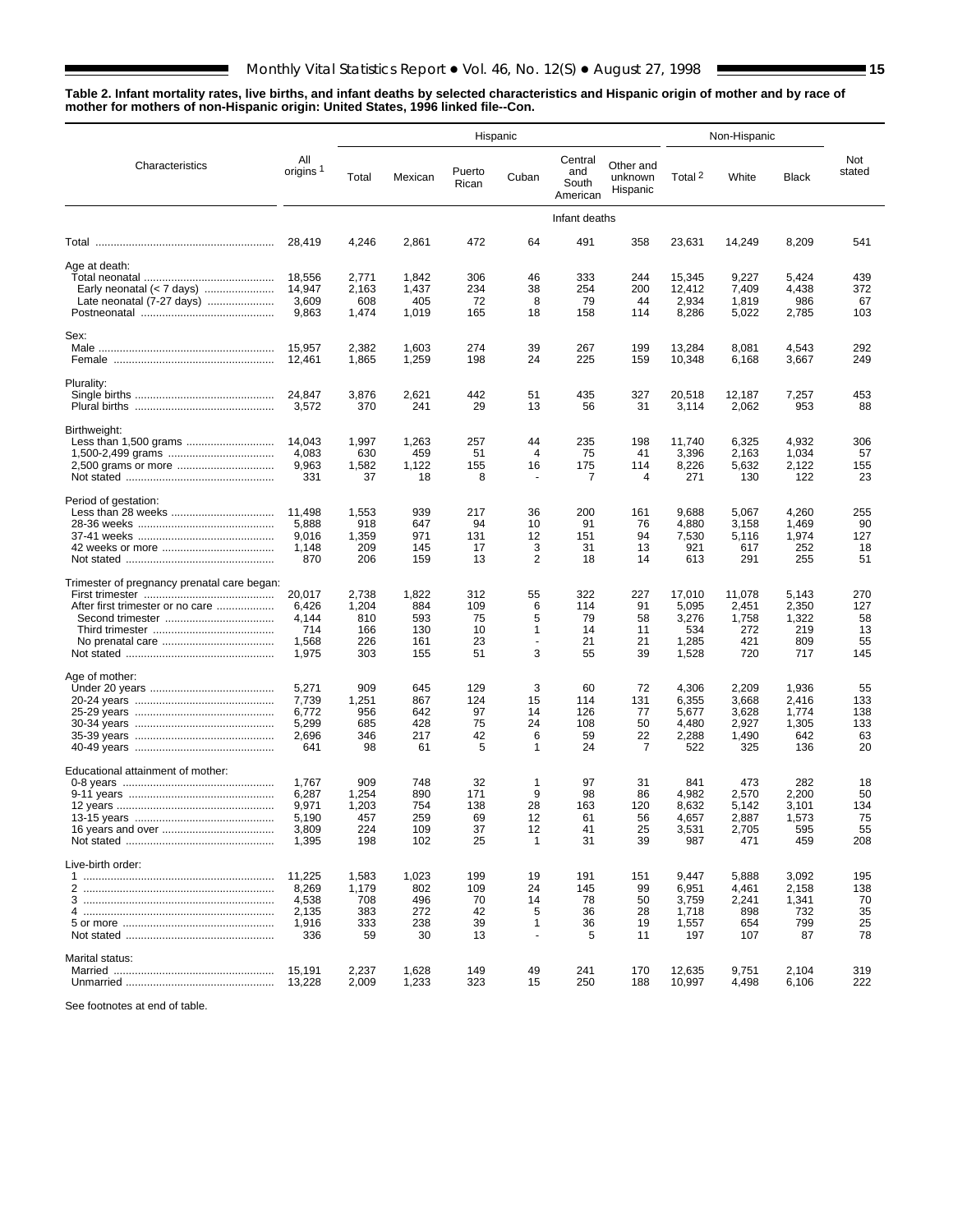**Table 2. Infant mortality rates, live births, and infant deaths by selected characteristics and Hispanic origin of mother and by race of mother for mothers of non-Hispanic origin: United States, 1996 linked file--Con.**

| Characteristics | All origins [1] | Hispanic | | | | | | Non-Hispanic | | | Not stated |
|---|---|---|---|---|---|---|---|---|---|---|---|
| | | Total | Mexican | Puerto Rican | Cuban | Central and South American | Other and unknown Hispanic | Total [2] | White | Black | |
| | Infant deaths | | | | | | | | | | |
| Total | 28,419 | 4,246 | 2,861 | 472 | 64 | 491 | 358 | 23,631 | 14,249 | 8,209 | 541 |
| **Age at death:** | | | | | | | | | | | |
| Total neonatal | 18,556 | 2,771 | 1,842 | 306 | 46 | 333 | 244 | 15,345 | 9,227 | 5,424 | 439 |
| Early neonatal (< 7 days) | 14,947 | 2,163 | 1,437 | 234 | 38 | 254 | 200 | 12,412 | 7,409 | 4,438 | 372 |
| Late neonatal (7-27 days) | 3,609 | 608 | 405 | 72 | 8 | 79 | 44 | 2,934 | 1,819 | 986 | 67 |
| Postneonatal | 9,863 | 1,474 | 1,019 | 165 | 18 | 158 | 114 | 8,286 | 5,022 | 2,785 | 103 |
| **Sex:** | | | | | | | | | | | |
| Male | 15,957 | 2,382 | 1,603 | 274 | 39 | 267 | 199 | 13,284 | 8,081 | 4,543 | 292 |
| Female | 12,461 | 1,865 | 1,259 | 198 | 24 | 225 | 159 | 10,348 | 6,168 | 3,667 | 249 |
| **Plurality:** | | | | | | | | | | | |
| Single births | 24,847 | 3,876 | 2,621 | 442 | 51 | 435 | 327 | 20,518 | 12,187 | 7,257 | 453 |
| Plural births | 3,572 | 370 | 241 | 29 | 13 | 56 | 31 | 3,114 | 2,062 | 953 | 88 |
| **Birthweight:** | | | | | | | | | | | |
| Less than 1,500 grams | 14,043 | 1,997 | 1,263 | 257 | 44 | 235 | 198 | 11,740 | 6,325 | 4,932 | 306 |
| 1,500-2,499 grams | 4,083 | 630 | 459 | 51 | 4 | 75 | 41 | 3,396 | 2,163 | 1,034 | 57 |
| 2,500 grams or more | 9,963 | 1,582 | 1,122 | 155 | 16 | 175 | 114 | 8,226 | 5,632 | 2,122 | 155 |
| Not stated | 331 | 37 | 18 | 8 | - | 7 | 4 | 271 | 130 | 122 | 23 |
| **Period of gestation:** | | | | | | | | | | | |
| Less than 28 weeks | 11,498 | 1,553 | 939 | 217 | 36 | 200 | 161 | 9,688 | 5,067 | 4,260 | 255 |
| 28-36 weeks | 5,888 | 918 | 647 | 94 | 10 | 91 | 76 | 4,880 | 3,158 | 1,469 | 90 |
| 37-41 weeks | 9,016 | 1,359 | 971 | 131 | 12 | 151 | 94 | 7,530 | 5,116 | 1,974 | 127 |
| 42 weeks or more | 1,148 | 209 | 145 | 17 | 3 | 31 | 13 | 921 | 617 | 252 | 18 |
| Not stated | 870 | 206 | 159 | 13 | 2 | 18 | 14 | 613 | 291 | 255 | 51 |
| **Trimester of pregnancy prenatal care began:** | | | | | | | | | | | |
| First trimester | 20,017 | 2,738 | 1,822 | 312 | 55 | 322 | 227 | 17,010 | 11,078 | 5,143 | 270 |
| After first trimester or no care | 6,426 | 1,204 | 884 | 109 | 6 | 114 | 91 | 5,095 | 2,451 | 2,350 | 127 |
| Second trimester | 4,144 | 810 | 593 | 75 | 5 | 79 | 58 | 3,276 | 1,758 | 1,322 | 58 |
| Third trimester | 714 | 166 | 130 | 10 | 1 | 14 | 11 | 534 | 272 | 219 | 13 |
| No prenatal care | 1,568 | 226 | 161 | 23 | - | 21 | 21 | 1,285 | 421 | 809 | 55 |
| Not stated | 1,975 | 303 | 155 | 51 | 3 | 55 | 39 | 1,528 | 720 | 717 | 145 |
| **Age of mother:** | | | | | | | | | | | |
| Under 20 years | 5,271 | 909 | 645 | 129 | 3 | 60 | 72 | 4,306 | 2,209 | 1,936 | 55 |
| 20-24 years | 7,739 | 1,251 | 867 | 124 | 15 | 114 | 131 | 6,355 | 3,668 | 2,416 | 133 |
| 25-29 years | 6,772 | 956 | 642 | 97 | 14 | 126 | 77 | 5,677 | 3,628 | 1,774 | 138 |
| 30-34 years | 5,299 | 685 | 428 | 75 | 24 | 108 | 50 | 4,480 | 2,927 | 1,305 | 133 |
| 35-39 years | 2,696 | 346 | 217 | 42 | 6 | 59 | 22 | 2,288 | 1,490 | 642 | 63 |
| 40-49 years | 641 | 98 | 61 | 5 | 1 | 24 | 7 | 522 | 325 | 136 | 20 |
| **Educational attainment of mother:** | | | | | | | | | | | |
| 0-8 years | 1,767 | 909 | 748 | 32 | 1 | 97 | 31 | 841 | 473 | 282 | 18 |
| 9-11 years | 6,287 | 1,254 | 890 | 171 | 9 | 98 | 86 | 4,982 | 2,570 | 2,200 | 50 |
| 12 years | 9,971 | 1,203 | 754 | 138 | 28 | 163 | 120 | 8,632 | 5,142 | 3,101 | 134 |
| 13-15 years | 5,190 | 457 | 259 | 69 | 12 | 61 | 56 | 4,657 | 2,887 | 1,573 | 75 |
| 16 years and over | 3,809 | 224 | 109 | 37 | 12 | 41 | 25 | 3,531 | 2,705 | 595 | 55 |
| Not stated | 1,395 | 198 | 102 | 25 | 1 | 31 | 39 | 987 | 471 | 459 | 208 |
| **Live-birth order:** | | | | | | | | | | | |
| 1 | 11,225 | 1,583 | 1,023 | 199 | 19 | 191 | 151 | 9,447 | 5,888 | 3,092 | 195 |
| 2 | 8,269 | 1,179 | 802 | 109 | 24 | 145 | 99 | 6,951 | 4,461 | 2,158 | 138 |
| 3 | 4,538 | 708 | 496 | 70 | 14 | 78 | 50 | 3,759 | 2,241 | 1,341 | 70 |
| 4 | 2,135 | 383 | 272 | 42 | 5 | 36 | 28 | 1,718 | 898 | 732 | 35 |
| 5 or more | 1,916 | 333 | 238 | 39 | 1 | 36 | 19 | 1,557 | 654 | 799 | 25 |
| Not stated | 336 | 59 | 30 | 13 | - | 5 | 11 | 197 | 107 | 87 | 78 |
| **Marital status:** | | | | | | | | | | | |
| Married | 15,191 | 2,237 | 1,628 | 149 | 49 | 241 | 170 | 12,635 | 9,751 | 2,104 | 319 |
| Unmarried | 13,228 | 2,009 | 1,233 | 323 | 15 | 250 | 188 | 10,997 | 4,498 | 6,106 | 222 |

See footnotes at end of table.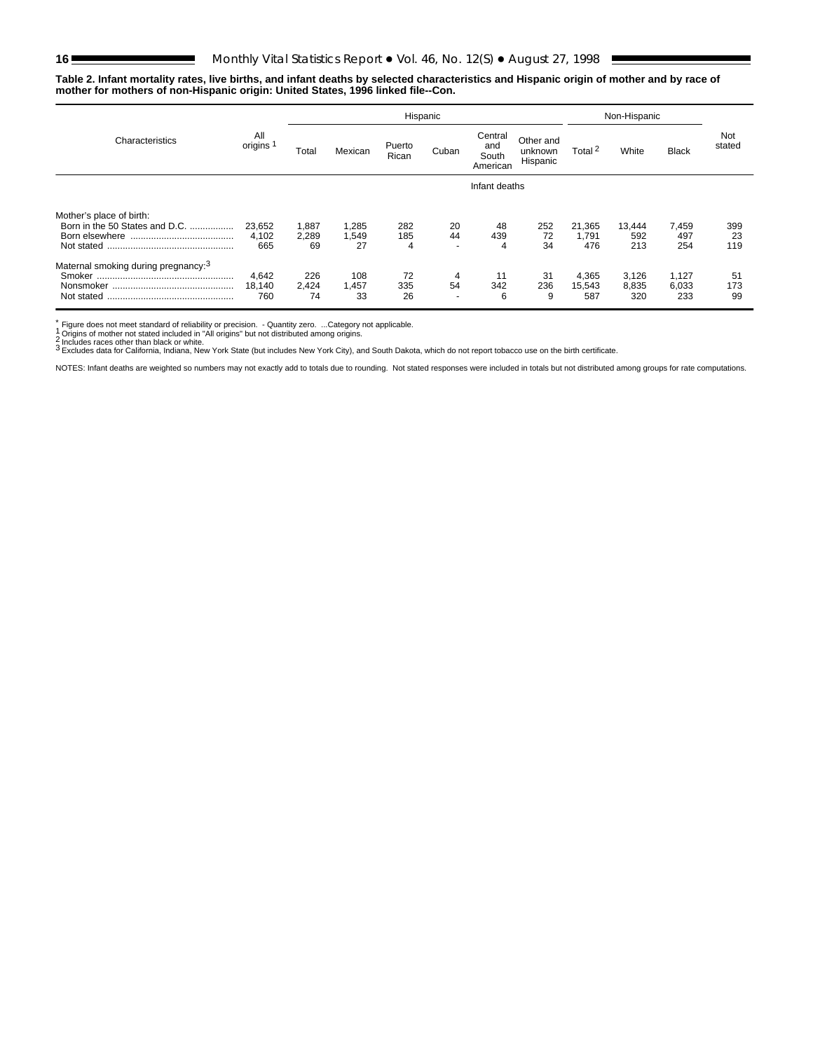**Table 2. Infant mortality rates, live births, and infant deaths by selected characteristics and Hispanic origin of mother and by race of mother for mothers of non-Hispanic origin: United States, 1996 linked file--Con.**

| Characteristics | All origins [1] | Hispanic | | | | | | Non-Hispanic | | | Not stated |
|---|---|---|---|---|---|---|---|---|---|---|---|
| | | Total | Mexican | Puerto Rican | Cuban | Central and South American | Other and unknown Hispanic | Total [2] | White | Black | |
| | Infant deaths | | | | | | | | | | |
| Mother's place of birth: | | | | | | | | | | | |
| Born in the 50 States and D.C. | 23,652 | 1,887 | 1,285 | 282 | 20 | 48 | 252 | 21,365 | 13,444 | 7,459 | 399 |
| Born elsewhere | 4,102 | 2,289 | 1,549 | 185 | 44 | 439 | 72 | 1,791 | 592 | 497 | 23 |
| Not stated | 665 | 69 | 27 | 4 | - | 4 | 34 | 476 | 213 | 254 | 119 |
| Maternal smoking during pregnancy:[3] | | | | | | | | | | | |
| Smoker | 4,642 | 226 | 108 | 72 | 4 | 11 | 31 | 4,365 | 3,126 | 1,127 | 51 |
| Nonsmoker | 18,140 | 2,424 | 1,457 | 335 | 54 | 342 | 236 | 15,543 | 8,835 | 6,033 | 173 |
| Not stated | 760 | 74 | 33 | 26 | - | 6 | 9 | 587 | 320 | 233 | 99 |

* Figure does not meet standard of reliability or precision. - Quantity zero. ...Category not applicable.
[1] Origins of mother not stated included in "All origins" but not distributed among origins.
[2] Includes races other than black or white.
[3] Excludes data for California, Indiana, New York State (but includes New York City), and South Dakota, which do not report tobacco use on the birth certificate.

NOTES: Infant deaths are weighted so numbers may not exactly add to totals due to rounding. Not stated responses were included in totals but not distributed among groups for rate computations.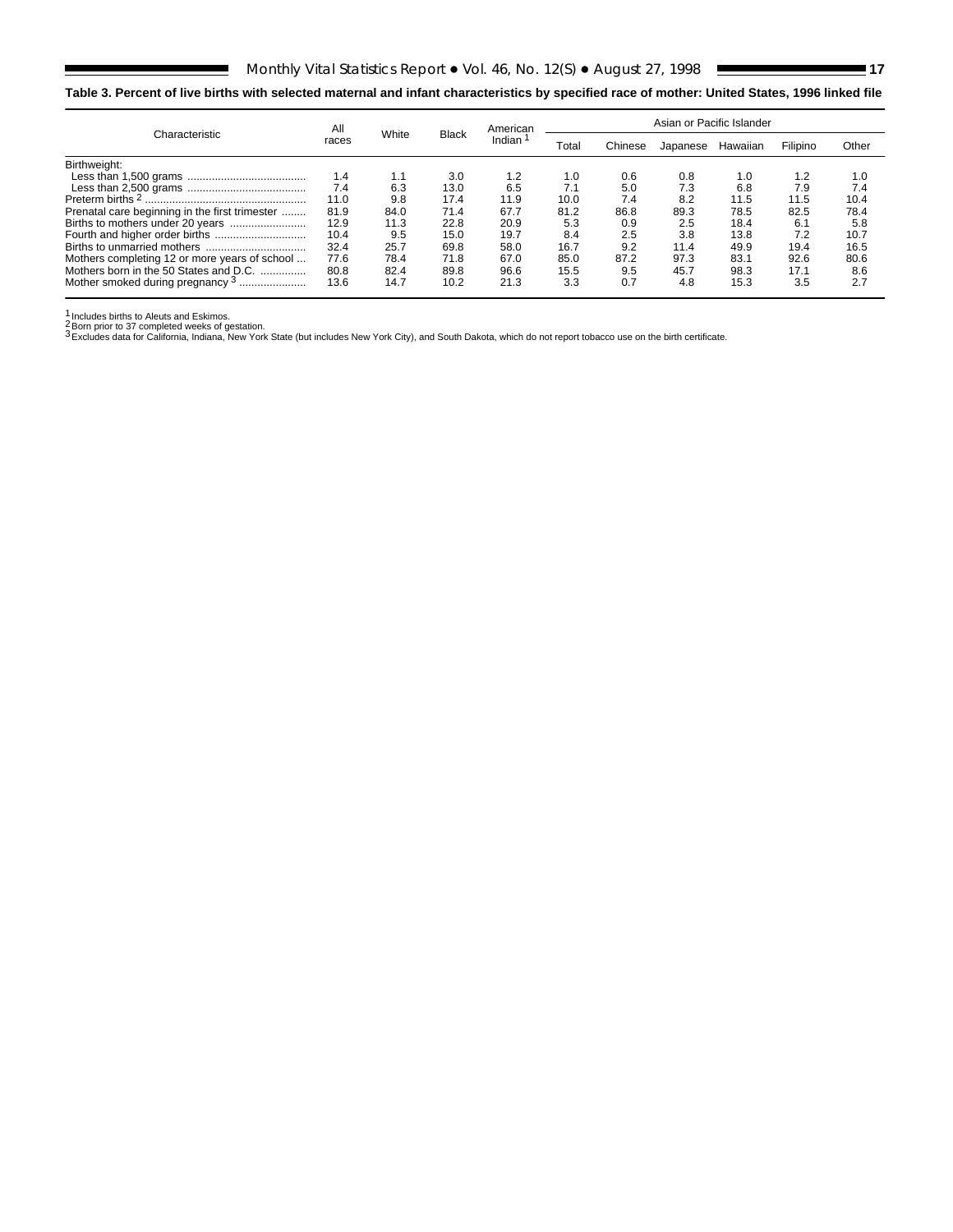**Table 3. Percent of live births with selected maternal and infant characteristics by specified race of mother: United States, 1996 linked file**

| Characteristic | All races | White | Black | American Indian [1] | Asian or Pacific Islander | | | | | |
|---|---|---|---|---|---|---|---|---|---|---|
| | | | | | Total | Chinese | Japanese | Hawaiian | Filipino | Other |
| Birthweight: | | | | | | | | | | |
| Less than 1,500 grams | 1.4 | 1.1 | 3.0 | 1.2 | 1.0 | 0.6 | 0.8 | 1.0 | 1.2 | 1.0 |
| Less than 2,500 grams | 7.4 | 6.3 | 13.0 | 6.5 | 7.1 | 5.0 | 7.3 | 6.8 | 7.9 | 7.4 |
| Preterm births [2] | 11.0 | 9.8 | 17.4 | 11.9 | 10.0 | 7.4 | 8.2 | 11.5 | 11.5 | 10.4 |
| Prenatal care beginning in the first trimester | 81.9 | 84.0 | 71.4 | 67.7 | 81.2 | 86.8 | 89.3 | 78.5 | 82.5 | 78.4 |
| Births to mothers under 20 years | 12.9 | 11.3 | 22.8 | 20.9 | 5.3 | 0.9 | 2.5 | 18.4 | 6.1 | 5.8 |
| Fourth and higher order births | 10.4 | 9.5 | 15.0 | 19.7 | 8.4 | 2.5 | 3.8 | 13.8 | 7.2 | 10.7 |
| Births to unmarried mothers | 32.4 | 25.7 | 69.8 | 58.0 | 16.7 | 9.2 | 11.4 | 49.9 | 19.4 | 16.5 |
| Mothers completing 12 or more years of school | 77.6 | 78.4 | 71.8 | 67.0 | 85.0 | 87.2 | 97.3 | 83.1 | 92.6 | 80.6 |
| Mothers born in the 50 States and D.C. | 80.8 | 82.4 | 89.8 | 96.6 | 15.5 | 9.5 | 45.7 | 98.3 | 17.1 | 8.6 |
| Mother smoked during pregnancy [3] | 13.6 | 14.7 | 10.2 | 21.3 | 3.3 | 0.7 | 4.8 | 15.3 | 3.5 | 2.7 |

[1] Includes births to Aleuts and Eskimos.
[2] Born prior to 37 completed weeks of gestation.
[3] Excludes data for California, Indiana, New York State (but includes New York City), and South Dakota, which do not report tobacco use on the birth certificate.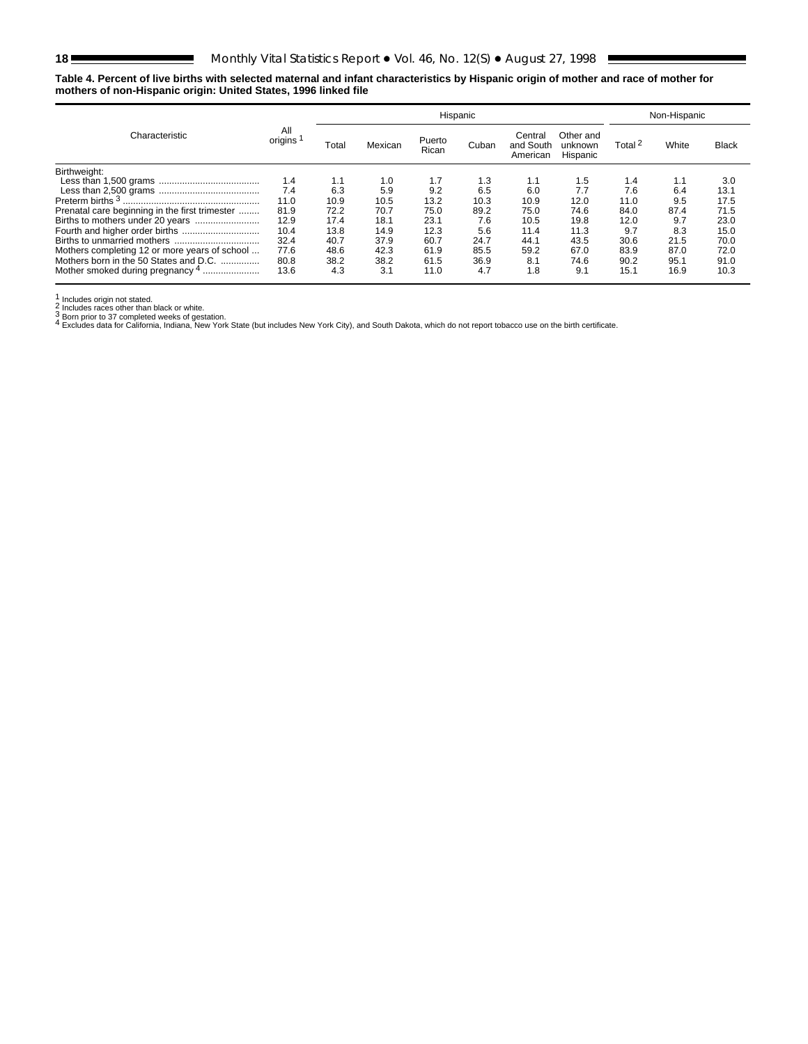**Table 4. Percent of live births with selected maternal and infant characteristics by Hispanic origin of mother and race of mother for mothers of non-Hispanic origin: United States, 1996 linked file**

| Characteristic | All origins [1] | Hispanic | | | | | | Non-Hispanic | | |
|---|---|---|---|---|---|---|---|---|---|---|
| | | Total | Mexican | Puerto Rican | Cuban | Central and South American | Other and unknown Hispanic | Total [2] | White | Black |
| Birthweight: | | | | | | | | | | |
| Less than 1,500 grams | 1.4 | 1.1 | 1.0 | 1.7 | 1.3 | 1.1 | 1.5 | 1.4 | 1.1 | 3.0 |
| Less than 2,500 grams | 7.4 | 6.3 | 5.9 | 9.2 | 6.5 | 6.0 | 7.7 | 7.6 | 6.4 | 13.1 |
| Preterm births [3] | 11.0 | 10.9 | 10.5 | 13.2 | 10.3 | 10.9 | 12.0 | 11.0 | 9.5 | 17.5 |
| Prenatal care beginning in the first trimester | 81.9 | 72.2 | 70.7 | 75.0 | 89.2 | 75.0 | 74.6 | 84.0 | 87.4 | 71.5 |
| Births to mothers under 20 years | 12.9 | 17.4 | 18.1 | 23.1 | 7.6 | 10.5 | 19.8 | 12.0 | 9.7 | 23.0 |
| Fourth and higher order births | 10.4 | 13.8 | 14.9 | 12.3 | 5.6 | 11.4 | 11.3 | 9.7 | 8.3 | 15.0 |
| Births to unmarried mothers | 32.4 | 40.7 | 37.9 | 60.7 | 24.7 | 44.1 | 43.5 | 30.6 | 21.5 | 70.0 |
| Mothers completing 12 or more years of school | 77.6 | 48.6 | 42.3 | 61.9 | 85.5 | 59.2 | 67.0 | 83.9 | 87.0 | 72.0 |
| Mothers born in the 50 States and D.C. | 80.8 | 38.2 | 38.2 | 61.5 | 36.9 | 8.1 | 74.6 | 90.2 | 95.1 | 91.0 |
| Mother smoked during pregnancy [4] | 13.6 | 4.3 | 3.1 | 11.0 | 4.7 | 1.8 | 9.1 | 15.1 | 16.9 | 10.3 |

[1] Includes origin not stated.
[2] Includes races other than black or white.
[3] Born prior to 37 completed weeks of gestation.
[4] Excludes data for California, Indiana, New York State (but includes New York City), and South Dakota, which do not report tobacco use on the birth certificate.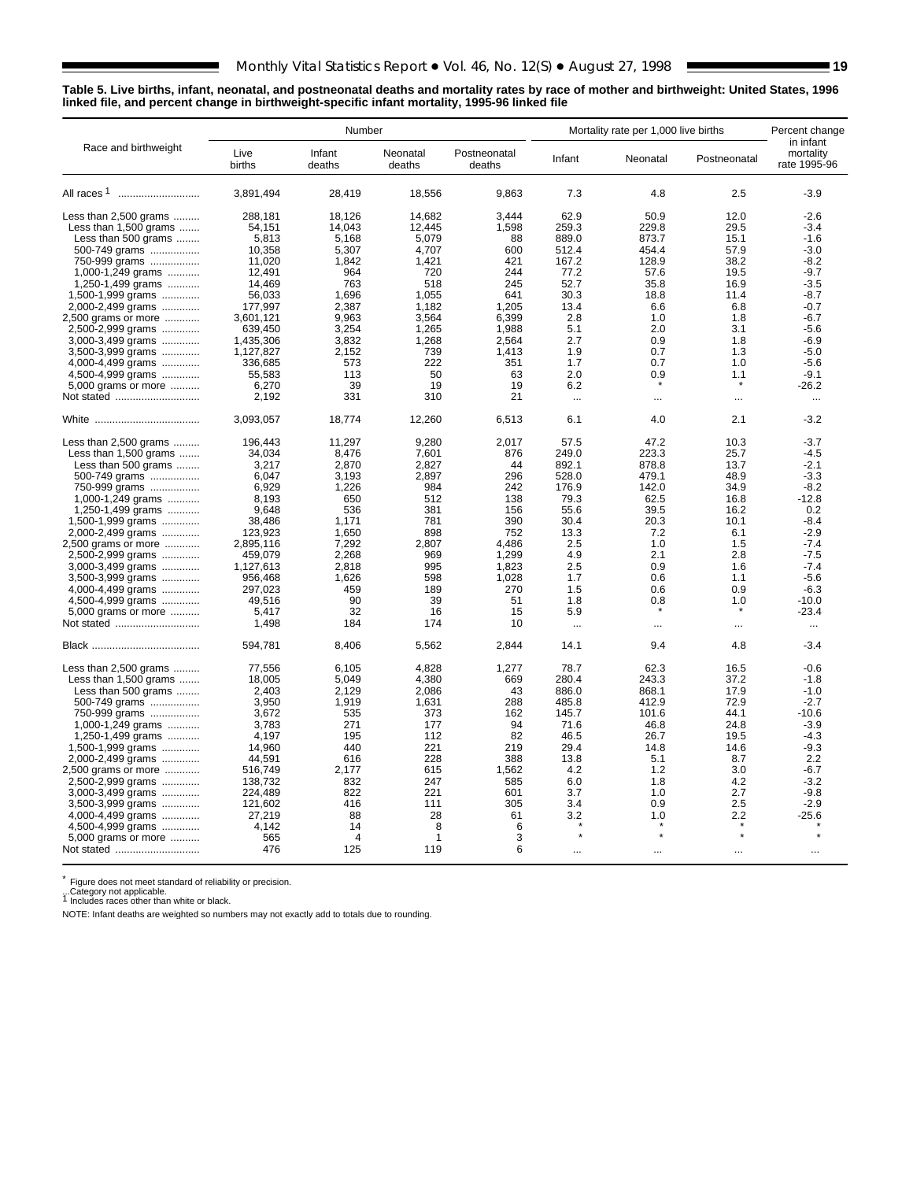**Table 5. Live births, infant, neonatal, and postneonatal deaths and mortality rates by race of mother and birthweight: United States, 1996 linked file, and percent change in birthweight-specific infant mortality, 1995-96 linked file**

| Race and birthweight | Number | | | | Mortality rate per 1,000 live births | | | Percent change in infant mortality rate 1995-96 |
|---|---|---|---|---|---|---|---|---|
| | Live births | Infant deaths | Neonatal deaths | Postneonatal deaths | Infant | Neonatal | Postneonatal | |
| All races [1] | 3,891,494 | 28,419 | 18,556 | 9,863 | 7.3 | 4.8 | 2.5 | -3.9 |
| Less than 2,500 grams | 288,181 | 18,126 | 14,682 | 3,444 | 62.9 | 50.9 | 12.0 | -2.6 |
| Less than 1,500 grams | 54,151 | 14,043 | 12,445 | 1,598 | 259.3 | 229.8 | 29.5 | -3.4 |
| Less than 500 grams | 5,813 | 5,168 | 5,079 | 88 | 889.0 | 873.7 | 15.1 | -1.6 |
| 500-749 grams | 10,358 | 5,307 | 4,707 | 600 | 512.4 | 454.4 | 57.9 | -3.0 |
| 750-999 grams | 11,020 | 1,842 | 1,421 | 421 | 167.2 | 128.9 | 38.2 | -8.2 |
| 1,000-1,249 grams | 12,491 | 964 | 720 | 244 | 77.2 | 57.6 | 19.5 | -9.7 |
| 1,250-1,499 grams | 14,469 | 763 | 518 | 245 | 52.7 | 35.8 | 16.9 | -3.5 |
| 1,500-1,999 grams | 56,033 | 1,696 | 1,055 | 641 | 30.3 | 18.8 | 11.4 | -8.7 |
| 2,000-2,499 grams | 177,997 | 2,387 | 1,182 | 1,205 | 13.4 | 6.6 | 6.8 | -0.7 |
| 2,500 grams or more | 3,601,121 | 9,963 | 3,564 | 6,399 | 2.8 | 1.0 | 1.8 | -6.7 |
| 2,500-2,999 grams | 639,450 | 3,254 | 1,265 | 1,988 | 5.1 | 2.0 | 3.1 | -5.6 |
| 3,000-3,499 grams | 1,435,306 | 3,832 | 1,268 | 2,564 | 2.7 | 0.9 | 1.8 | -6.9 |
| 3,500-3,999 grams | 1,127,827 | 2,152 | 739 | 1,413 | 1.9 | 0.7 | 1.3 | -5.0 |
| 4,000-4,499 grams | 336,685 | 573 | 222 | 351 | 1.7 | 0.7 | 1.0 | -5.6 |
| 4,500-4,999 grams | 55,583 | 113 | 50 | 63 | 2.0 | 0.9 | 1.1 | -9.1 |
| 5,000 grams or more | 6,270 | 39 | 19 | 19 | 6.2 | * | * | -26.2 |
| Not stated | 2,192 | 331 | 310 | 21 | ... | ... | ... | ... |
| White | 3,093,057 | 18,774 | 12,260 | 6,513 | 6.1 | 4.0 | 2.1 | -3.2 |
| Less than 2,500 grams | 196,443 | 11,297 | 9,280 | 2,017 | 57.5 | 47.2 | 10.3 | -3.7 |
| Less than 1,500 grams | 34,034 | 8,476 | 7,601 | 876 | 249.0 | 223.3 | 25.7 | -4.5 |
| Less than 500 grams | 3,217 | 2,870 | 2,827 | 44 | 892.1 | 878.8 | 13.7 | -2.1 |
| 500-749 grams | 6,047 | 3,193 | 2,897 | 296 | 528.0 | 479.1 | 48.9 | -3.3 |
| 750-999 grams | 6,929 | 1,226 | 984 | 242 | 176.9 | 142.0 | 34.9 | -8.2 |
| 1,000-1,249 grams | 8,193 | 650 | 512 | 138 | 79.3 | 62.5 | 16.8 | -12.8 |
| 1,250-1,499 grams | 9,648 | 536 | 381 | 156 | 55.6 | 39.5 | 16.2 | 0.2 |
| 1,500-1,999 grams | 38,486 | 1,171 | 781 | 390 | 30.4 | 20.3 | 10.1 | -8.4 |
| 2,000-2,499 grams | 123,923 | 1,650 | 898 | 752 | 13.3 | 7.2 | 6.1 | -2.9 |
| 2,500 grams or more | 2,895,116 | 7,292 | 2,807 | 4,486 | 2.5 | 1.0 | 1.5 | -7.4 |
| 2,500-2,999 grams | 459,079 | 2,268 | 969 | 1,299 | 4.9 | 2.1 | 2.8 | -7.5 |
| 3,000-3,499 grams | 1,127,613 | 2,818 | 995 | 1,823 | 2.5 | 0.9 | 1.6 | -7.4 |
| 3,500-3,999 grams | 956,468 | 1,626 | 598 | 1,028 | 1.7 | 0.6 | 1.1 | -5.6 |
| 4,000-4,499 grams | 297,023 | 459 | 189 | 270 | 1.5 | 0.6 | 0.9 | -6.3 |
| 4,500-4,999 grams | 49,516 | 90 | 39 | 51 | 1.8 | 0.8 | 1.0 | -10.0 |
| 5,000 grams or more | 5,417 | 32 | 16 | 15 | 5.9 | * | * | -23.4 |
| Not stated | 1,498 | 184 | 174 | 10 | ... | ... | ... | ... |
| Black | 594,781 | 8,406 | 5,562 | 2,844 | 14.1 | 9.4 | 4.8 | -3.4 |
| Less than 2,500 grams | 77,556 | 6,105 | 4,828 | 1,277 | 78.7 | 62.3 | 16.5 | -0.6 |
| Less than 1,500 grams | 18,005 | 5,049 | 4,380 | 669 | 280.4 | 243.3 | 37.2 | -1.8 |
| Less than 500 grams | 2,403 | 2,129 | 2,086 | 43 | 886.0 | 868.1 | 17.9 | -1.0 |
| 500-749 grams | 3,950 | 1,919 | 1,631 | 288 | 485.8 | 412.9 | 72.9 | -2.7 |
| 750-999 grams | 3,672 | 535 | 373 | 162 | 145.7 | 101.6 | 44.1 | -10.6 |
| 1,000-1,249 grams | 3,783 | 271 | 177 | 94 | 71.6 | 46.8 | 24.8 | -3.9 |
| 1,250-1,499 grams | 4,197 | 195 | 112 | 82 | 46.5 | 26.7 | 19.5 | -4.3 |
| 1,500-1,999 grams | 14,960 | 440 | 221 | 219 | 29.4 | 14.8 | 14.6 | -9.3 |
| 2,000-2,499 grams | 44,591 | 616 | 228 | 388 | 13.8 | 5.1 | 8.7 | 2.2 |
| 2,500 grams or more | 516,749 | 2,177 | 615 | 1,562 | 4.2 | 1.2 | 3.0 | -6.7 |
| 2,500-2,999 grams | 138,732 | 832 | 247 | 585 | 6.0 | 1.8 | 4.2 | -3.2 |
| 3,000-3,499 grams | 224,489 | 822 | 221 | 601 | 3.7 | 1.0 | 2.7 | -9.8 |
| 3,500-3,999 grams | 121,602 | 416 | 111 | 305 | 3.4 | 0.9 | 2.5 | -2.9 |
| 4,000-4,499 grams | 27,219 | 88 | 28 | 61 | 3.2 | 1.0 | 2.2 | -25.6 |
| 4,500-4,999 grams | 4,142 | 14 | 8 | 6 | * | * | * | * |
| 5,000 grams or more | 565 | 4 | 1 | 3 | * | * | * | * |
| Not stated | 476 | 125 | 119 | 6 | ... | ... | ... | ... |

\* Figure does not meet standard of reliability or precision.
... Category not applicable.
[1] Includes races other than white or black.

NOTE: Infant deaths are weighted so numbers may not exactly add to totals due to rounding.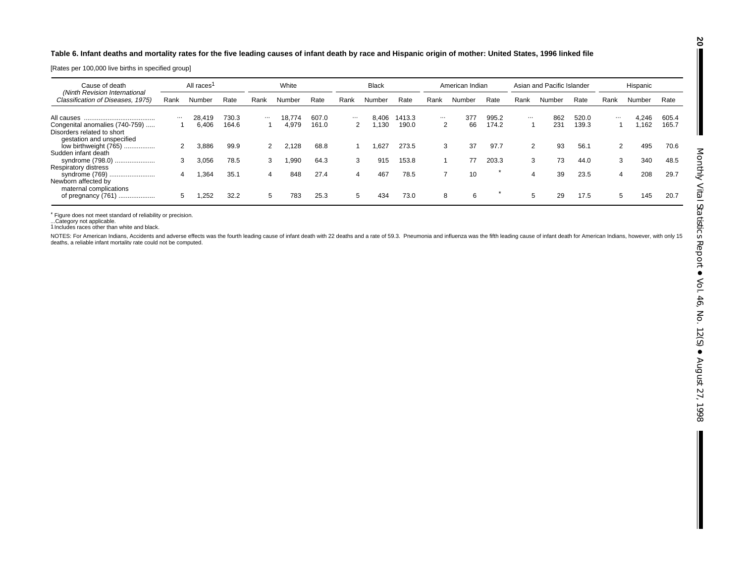**Table 6. Infant deaths and mortality rates for the five leading causes of infant death by race and Hispanic origin of mother: United States, 1996 linked file**

[Rates per 100,000 live births in specified group]

| Cause of death (Ninth Revision International Classification of Diseases, 1975) | All races[1] | | | White | | | Black | | | American Indian | | | Asian and Pacific Islander | | | Hispanic | | |
|---|---|---|---|---|---|---|---|---|---|---|---|---|---|---|---|---|---|---|
| | Rank | Number | Rate | Rank | Number | Rate | Rank | Number | Rate | Rank | Number | Rate | Rank | Number | Rate | Rank | Number | Rate |
| All causes ....................................... | ... | 28,419 | 730.3 | ... | 18,774 | 607.0 | ... | 8,406 | 1413.3 | ... | 377 | 995.2 | ... | 862 | 520.0 | ... | 4,246 | 605.4 |
| Congenital anomalies (740-759) ..... | 1 | 6,406 | 164.6 | 1 | 4,979 | 161.0 | 2 | 1,130 | 190.0 | 2 | 66 | 174.2 | 1 | 231 | 139.3 | 1 | 1,162 | 165.7 |
| Disorders related to short gestation and unspecified low birthweight (765) ................ | 2 | 3,886 | 99.9 | 2 | 2,128 | 68.8 | 1 | 1,627 | 273.5 | 3 | 37 | 97.7 | 2 | 93 | 56.1 | 2 | 495 | 70.6 |
| Sudden infant death syndrome (798.0) ...................... | 3 | 3,056 | 78.5 | 3 | 1,990 | 64.3 | 3 | 915 | 153.8 | 1 | 77 | 203.3 | 3 | 73 | 44.0 | 3 | 340 | 48.5 |
| Respiratory distress syndrome (769) ......................... | 4 | 1,364 | 35.1 | 4 | 848 | 27.4 | 4 | 467 | 78.5 | 7 | 10 | * | 4 | 39 | 23.5 | 4 | 208 | 29.7 |
| Newborn affected by maternal complications of pregnancy (761) .................... | 5 | 1,252 | 32.2 | 5 | 783 | 25.3 | 5 | 434 | 73.0 | 8 | 6 | * | 5 | 29 | 17.5 | 5 | 145 | 20.7 |

\* Figure does not meet standard of reliability or precision.
... Category not applicable.
[1] Includes races other than white and black.

NOTES: For American Indians, Accidents and adverse effects was the fourth leading cause of infant death with 22 deaths and a rate of 59.3. Pneumonia and influenza was the fifth leading cause of infant death for American Indians, however, with only 15 deaths, a reliable infant mortality rate could not be computed.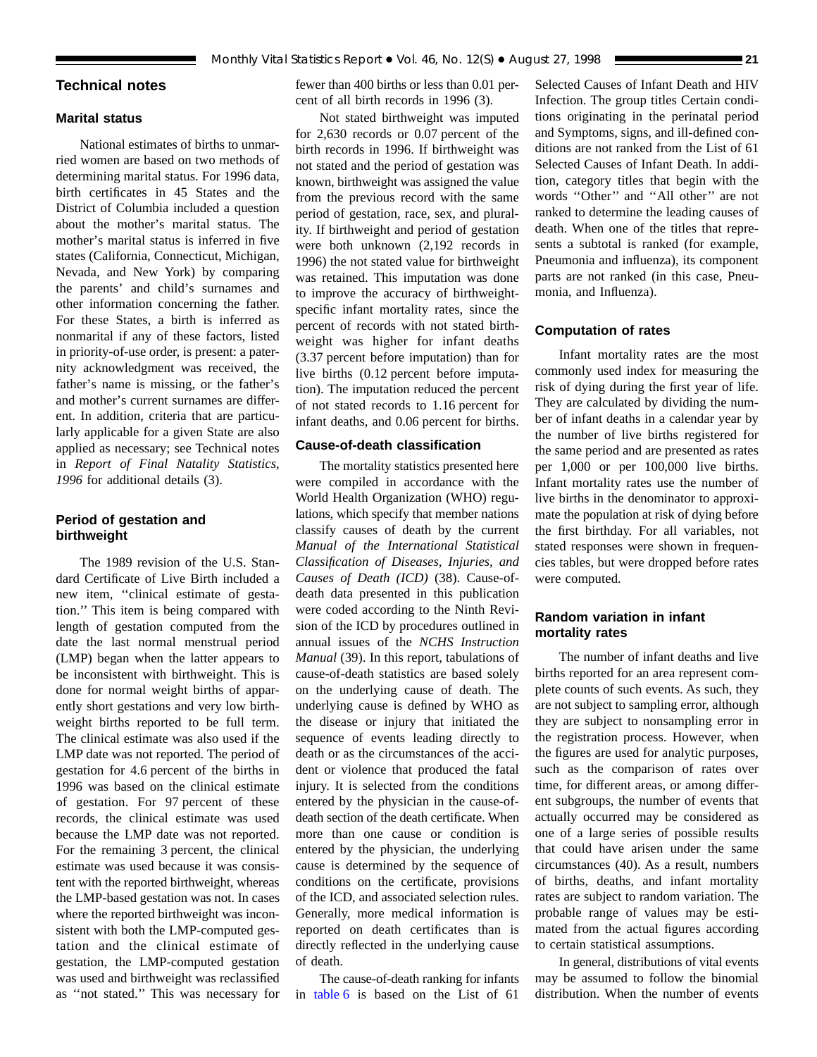## Technical notes

### Marital status

National estimates of births to unmarried women are based on two methods of determining marital status. For 1996 data, birth certificates in 45 States and the District of Columbia included a question about the mother's marital status. The mother's marital status is inferred in five states (California, Connecticut, Michigan, Nevada, and New York) by comparing the parents' and child's surnames and other information concerning the father. For these States, a birth is inferred as nonmarital if any of these factors, listed in priority-of-use order, is present: a paternity acknowledgment was received, the father's name is missing, or the father's and mother's current surnames are different. In addition, criteria that are particularly applicable for a given State are also applied as necessary; see Technical notes in *Report of Final Natality Statistics, 1996* for additional details (3).

### Period of gestation and birthweight

The 1989 revision of the U.S. Standard Certificate of Live Birth included a new item, ''clinical estimate of gestation.'' This item is being compared with length of gestation computed from the date the last normal menstrual period (LMP) began when the latter appears to be inconsistent with birthweight. This is done for normal weight births of apparently short gestations and very low birthweight births reported to be full term. The clinical estimate was also used if the LMP date was not reported. The period of gestation for 4.6 percent of the births in 1996 was based on the clinical estimate of gestation. For 97 percent of these records, the clinical estimate was used because the LMP date was not reported. For the remaining 3 percent, the clinical estimate was used because it was consistent with the reported birthweight, whereas the LMP-based gestation was not. In cases where the reported birthweight was inconsistent with both the LMP-computed gestation and the clinical estimate of gestation, the LMP-computed gestation was used and birthweight was reclassified as ''not stated.'' This was necessary for fewer than 400 births or less than 0.01 percent of all birth records in 1996 (3).

Not stated birthweight was imputed for 2,630 records or 0.07 percent of the birth records in 1996. If birthweight was not stated and the period of gestation was known, birthweight was assigned the value from the previous record with the same period of gestation, race, sex, and plurality. If birthweight and period of gestation were both unknown (2,192 records in 1996) the not stated value for birthweight was retained. This imputation was done to improve the accuracy of birthweight-specific infant mortality rates, since the percent of records with not stated birthweight was higher for infant deaths (3.37 percent before imputation) than for live births (0.12 percent before imputation). The imputation reduced the percent of not stated records to 1.16 percent for infant deaths, and 0.06 percent for births.

### Cause-of-death classification

The mortality statistics presented here were compiled in accordance with the World Health Organization (WHO) regulations, which specify that member nations classify causes of death by the current *Manual of the International Statistical Classification of Diseases, Injuries, and Causes of Death (ICD)* (38). Cause-of-death data presented in this publication were coded according to the Ninth Revision of the ICD by procedures outlined in annual issues of the *NCHS Instruction Manual* (39). In this report, tabulations of cause-of-death statistics are based solely on the underlying cause of death. The underlying cause is defined by WHO as the disease or injury that initiated the sequence of events leading directly to death or as the circumstances of the accident or violence that produced the fatal injury. It is selected from the conditions entered by the physician in the cause-of-death section of the death certificate. When more than one cause or condition is entered by the physician, the underlying cause is determined by the sequence of conditions on the certificate, provisions of the ICD, and associated selection rules. Generally, more medical information is reported on death certificates than is directly reflected in the underlying cause of death.

The cause-of-death ranking for infants in table 6 is based on the List of 61 Selected Causes of Infant Death and HIV Infection. The group titles Certain conditions originating in the perinatal period and Symptoms, signs, and ill-defined conditions are not ranked from the List of 61 Selected Causes of Infant Death. In addition, category titles that begin with the words ''Other'' and ''All other'' are not ranked to determine the leading causes of death. When one of the titles that represents a subtotal is ranked (for example, Pneumonia and influenza), its component parts are not ranked (in this case, Pneumonia, and Influenza).

### Computation of rates

Infant mortality rates are the most commonly used index for measuring the risk of dying during the first year of life. They are calculated by dividing the number of infant deaths in a calendar year by the number of live births registered for the same period and are presented as rates per 1,000 or per 100,000 live births. Infant mortality rates use the number of live births in the denominator to approximate the population at risk of dying before the first birthday. For all variables, not stated responses were shown in frequencies tables, but were dropped before rates were computed.

### Random variation in infant mortality rates

The number of infant deaths and live births reported for an area represent complete counts of such events. As such, they are not subject to sampling error, although they are subject to nonsampling error in the registration process. However, when the figures are used for analytic purposes, such as the comparison of rates over time, for different areas, or among different subgroups, the number of events that actually occurred may be considered as one of a large series of possible results that could have arisen under the same circumstances (40). As a result, numbers of births, deaths, and infant mortality rates are subject to random variation. The probable range of values may be estimated from the actual figures according to certain statistical assumptions.

In general, distributions of vital events may be assumed to follow the binomial distribution. When the number of events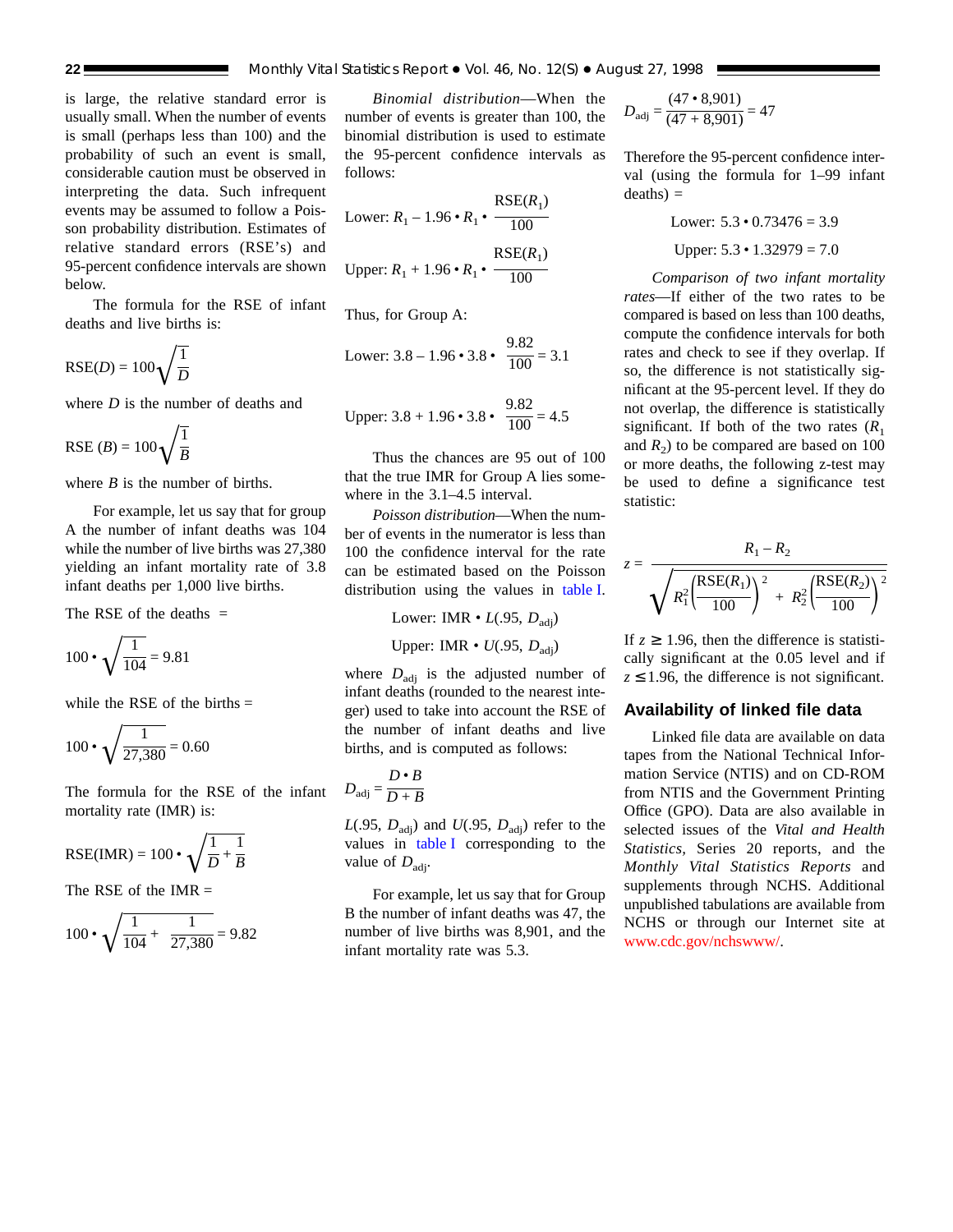is large, the relative standard error is usually small. When the number of events is small (perhaps less than 100) and the probability of such an event is small, considerable caution must be observed in interpreting the data. Such infrequent events may be assumed to follow a Poisson probability distribution. Estimates of relative standard errors (RSE's) and 95-percent confidence intervals are shown below.

The formula for the RSE of infant deaths and live births is:

$$\text{RSE}(D) = 100\sqrt{\frac{1}{D}}$$

where $D$ is the number of deaths and

$$\text{RSE}(B) = 100\sqrt{\frac{1}{B}}$$

where $B$ is the number of births.

For example, let us say that for group A the number of infant deaths was 104 while the number of live births was 27,380 yielding an infant mortality rate of 3.8 infant deaths per 1,000 live births.

The RSE of the deaths =

$$100 \cdot \sqrt{\frac{1}{104}} = 9.81$$

while the RSE of the births =

$$100 \cdot \sqrt{\frac{1}{27{,}380}} = 0.60$$

The formula for the RSE of the infant mortality rate (IMR) is:

$$\text{RSE(IMR)} = 100 \cdot \sqrt{\frac{1}{D} + \frac{1}{B}}$$

The RSE of the IMR =

$$100 \cdot \sqrt{\frac{1}{104} + \frac{1}{27{,}380}} = 9.82$$

*Binomial distribution*—When the number of events is greater than 100, the binomial distribution is used to estimate the 95-percent confidence intervals as follows:

$$\text{Lower: } R_1 - 1.96 \cdot R_1 \cdot \frac{\text{RSE}(R_1)}{100}$$

$$\text{Upper: } R_1 + 1.96 \cdot R_1 \cdot \frac{\text{RSE}(R_1)}{100}$$

Thus, for Group A:

$$\text{Lower: } 3.8 - 1.96 \cdot 3.8 \cdot \frac{9.82}{100} = 3.1$$

$$\text{Upper: } 3.8 + 1.96 \cdot 3.8 \cdot \frac{9.82}{100} = 4.5$$

Thus the chances are 95 out of 100 that the true IMR for Group A lies somewhere in the 3.1–4.5 interval.

*Poisson distribution*—When the number of events in the numerator is less than 100 the confidence interval for the rate can be estimated based on the Poisson distribution using the values in table I.

$$\text{Lower: IMR} \cdot L(.95, D_{adj})$$

$$\text{Upper: IMR} \cdot U(.95, D_{adj})$$

where $D_{adj}$ is the adjusted number of infant deaths (rounded to the nearest integer) used to take into account the RSE of the number of infant deaths and live births, and is computed as follows:

$$D_{adj} = \frac{D \cdot B}{D + B}$$

$L(.95, D_{adj})$ and $U(.95, D_{adj})$ refer to the values in table I corresponding to the value of $D_{adj}$.

For example, let us say that for Group B the number of infant deaths was 47, the number of live births was 8,901, and the infant mortality rate was 5.3.

$$D_{adj} = \frac{(47 \cdot 8{,}901)}{(47 + 8{,}901)} = 47$$

Therefore the 95-percent confidence interval (using the formula for 1–99 infant deaths) =

$$\text{Lower: } 5.3 \cdot 0.73476 = 3.9$$

$$\text{Upper: } 5.3 \cdot 1.32979 = 7.0$$

*Comparison of two infant mortality rates*—If either of the two rates to be compared is based on less than 100 deaths, compute the confidence intervals for both rates and check to see if they overlap. If so, the difference is not statistically significant at the 95-percent level. If they do not overlap, the difference is statistically significant. If both of the two rates ($R_1$ and $R_2$) to be compared are based on 100 or more deaths, the following z-test may be used to define a significance test statistic:

$$z = \frac{R_1 - R_2}{\sqrt{R_1^2\left(\frac{\text{RSE}(R_1)}{100}\right)^2 + R_2^2\left(\frac{\text{RSE}(R_2)}{100}\right)^2}}$$

If $z \geq 1.96$, then the difference is statistically significant at the 0.05 level and if $z \leq 1.96$, the difference is not significant.

## Availability of linked file data

Linked file data are available on data tapes from the National Technical Information Service (NTIS) and on CD-ROM from NTIS and the Government Printing Office (GPO). Data are also available in selected issues of the *Vital and Health Statistics*, Series 20 reports, and the *Monthly Vital Statistics Reports* and supplements through NCHS. Additional unpublished tabulations are available from NCHS or through our Internet site at www.cdc.gov/nchswww/.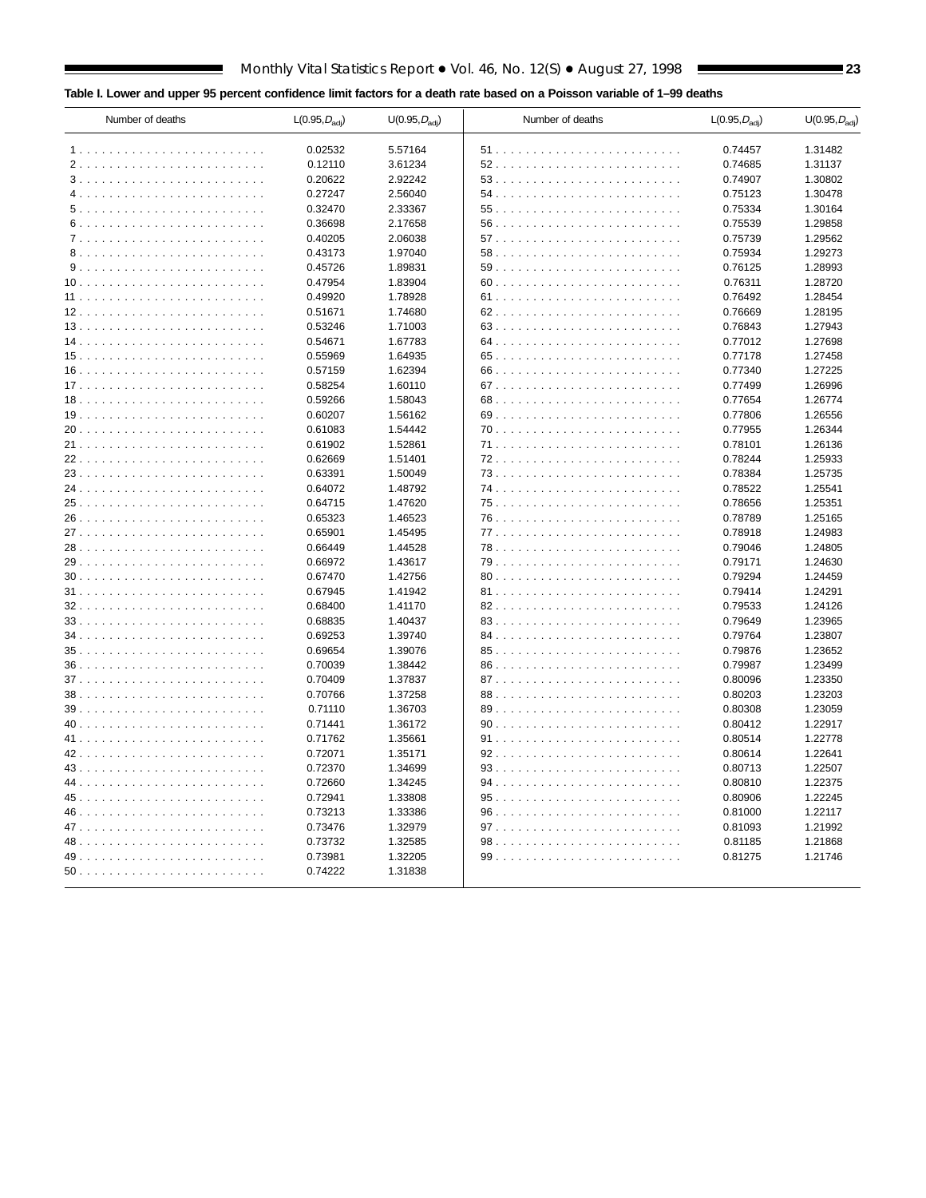**Table I. Lower and upper 95 percent confidence limit factors for a death rate based on a Poisson variable of 1–99 deaths**

| Number of deaths | $L(0.95,D_{adj})$ | $U(0.95,D_{adj})$ | Number of deaths | $L(0.95,D_{adj})$ | $U(0.95,D_{adj})$ |
|---|---|---|---|---|---|
| 1 | 0.02532 | 5.57164 | 51 | 0.74457 | 1.31482 |
| 2 | 0.12110 | 3.61234 | 52 | 0.74685 | 1.31137 |
| 3 | 0.20622 | 2.92242 | 53 | 0.74907 | 1.30802 |
| 4 | 0.27247 | 2.56040 | 54 | 0.75123 | 1.30478 |
| 5 | 0.32470 | 2.33367 | 55 | 0.75334 | 1.30164 |
| 6 | 0.36698 | 2.17658 | 56 | 0.75539 | 1.29858 |
| 7 | 0.40205 | 2.06038 | 57 | 0.75739 | 1.29562 |
| 8 | 0.43173 | 1.97040 | 58 | 0.75934 | 1.29273 |
| 9 | 0.45726 | 1.89831 | 59 | 0.76125 | 1.28993 |
| 10 | 0.47954 | 1.83904 | 60 | 0.76311 | 1.28720 |
| 11 | 0.49920 | 1.78928 | 61 | 0.76492 | 1.28454 |
| 12 | 0.51671 | 1.74680 | 62 | 0.76669 | 1.28195 |
| 13 | 0.53246 | 1.71003 | 63 | 0.76843 | 1.27943 |
| 14 | 0.54671 | 1.67783 | 64 | 0.77012 | 1.27698 |
| 15 | 0.55969 | 1.64935 | 65 | 0.77178 | 1.27458 |
| 16 | 0.57159 | 1.62394 | 66 | 0.77340 | 1.27225 |
| 17 | 0.58254 | 1.60110 | 67 | 0.77499 | 1.26996 |
| 18 | 0.59266 | 1.58043 | 68 | 0.77654 | 1.26774 |
| 19 | 0.60207 | 1.56162 | 69 | 0.77806 | 1.26556 |
| 20 | 0.61083 | 1.54442 | 70 | 0.77955 | 1.26344 |
| 21 | 0.61902 | 1.52861 | 71 | 0.78101 | 1.26136 |
| 22 | 0.62669 | 1.51401 | 72 | 0.78244 | 1.25933 |
| 23 | 0.63391 | 1.50049 | 73 | 0.78384 | 1.25735 |
| 24 | 0.64072 | 1.48792 | 74 | 0.78522 | 1.25541 |
| 25 | 0.64715 | 1.47620 | 75 | 0.78656 | 1.25351 |
| 26 | 0.65323 | 1.46523 | 76 | 0.78789 | 1.25165 |
| 27 | 0.65901 | 1.45495 | 77 | 0.78918 | 1.24983 |
| 28 | 0.66449 | 1.44528 | 78 | 0.79046 | 1.24805 |
| 29 | 0.66972 | 1.43617 | 79 | 0.79171 | 1.24630 |
| 30 | 0.67470 | 1.42756 | 80 | 0.79294 | 1.24459 |
| 31 | 0.67945 | 1.41942 | 81 | 0.79414 | 1.24291 |
| 32 | 0.68400 | 1.41170 | 82 | 0.79533 | 1.24126 |
| 33 | 0.68835 | 1.40437 | 83 | 0.79649 | 1.23965 |
| 34 | 0.69253 | 1.39740 | 84 | 0.79764 | 1.23807 |
| 35 | 0.69654 | 1.39076 | 85 | 0.79876 | 1.23652 |
| 36 | 0.70039 | 1.38442 | 86 | 0.79987 | 1.23499 |
| 37 | 0.70409 | 1.37837 | 87 | 0.80096 | 1.23350 |
| 38 | 0.70766 | 1.37258 | 88 | 0.80203 | 1.23203 |
| 39 | 0.71110 | 1.36703 | 89 | 0.80308 | 1.23059 |
| 40 | 0.71441 | 1.36172 | 90 | 0.80412 | 1.22917 |
| 41 | 0.71762 | 1.35661 | 91 | 0.80514 | 1.22778 |
| 42 | 0.72071 | 1.35171 | 92 | 0.80614 | 1.22641 |
| 43 | 0.72370 | 1.34699 | 93 | 0.80713 | 1.22507 |
| 44 | 0.72660 | 1.34245 | 94 | 0.80810 | 1.22375 |
| 45 | 0.72941 | 1.33808 | 95 | 0.80906 | 1.22245 |
| 46 | 0.73213 | 1.33386 | 96 | 0.81000 | 1.22117 |
| 47 | 0.73476 | 1.32979 | 97 | 0.81093 | 1.21992 |
| 48 | 0.73732 | 1.32585 | 98 | 0.81185 | 1.21868 |
| 49 | 0.73981 | 1.32205 | 99 | 0.81275 | 1.21746 |
| 50 | 0.74222 | 1.31838 | | | |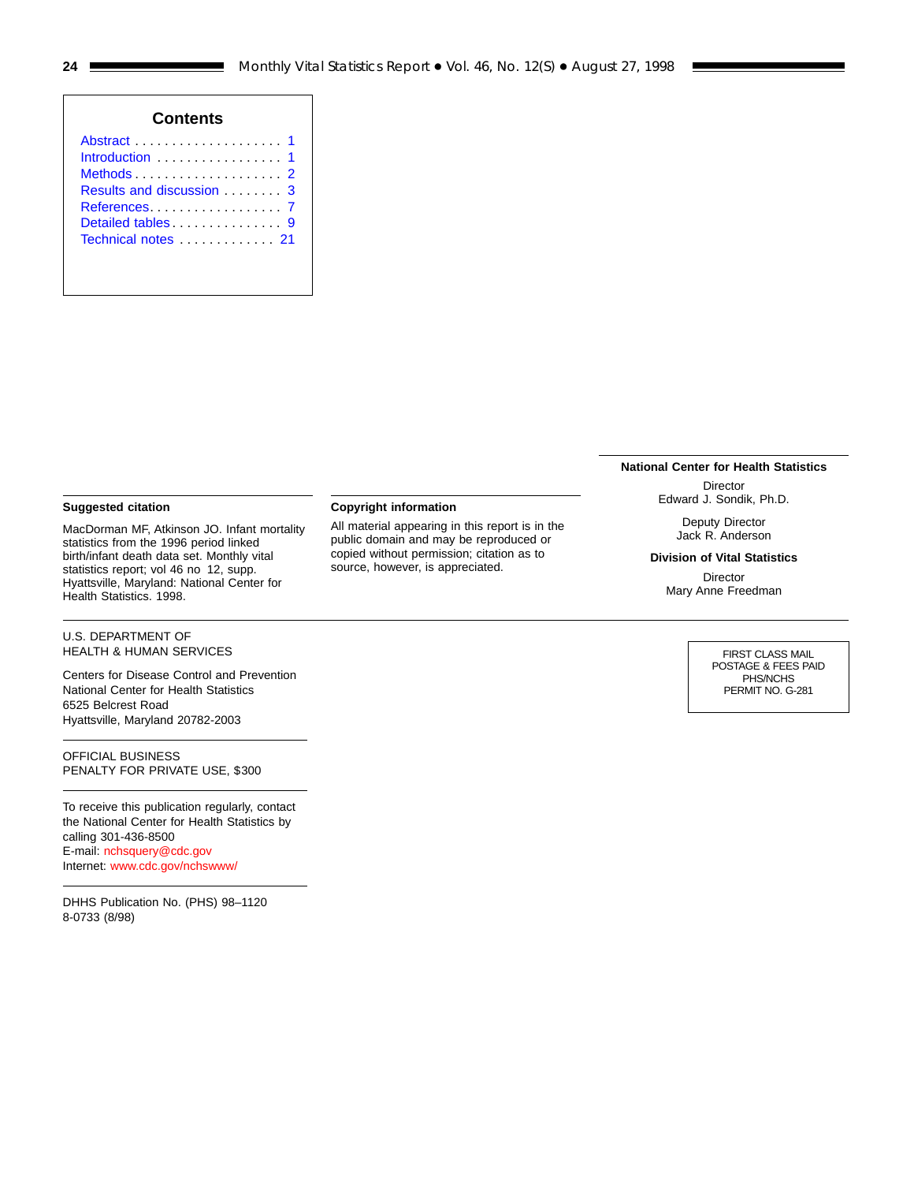## Contents

- Abstract . . . . . . . . . . . . . . . . . . . . 1
- Introduction . . . . . . . . . . . . . . . . . 1
- Methods . . . . . . . . . . . . . . . . . . . . 2
- Results and discussion . . . . . . . . 3
- References . . . . . . . . . . . . . . . . . . 7
- Detailed tables . . . . . . . . . . . . . . . 9
- Technical notes . . . . . . . . . . . . . 21

**Suggested citation**

MacDorman MF, Atkinson JO. Infant mortality statistics from the 1996 period linked birth/infant death data set. Monthly vital statistics report; vol 46 no 12, supp. Hyattsville, Maryland: National Center for Health Statistics. 1998.

**Copyright information**

All material appearing in this report is in the public domain and may be reproduced or copied without permission; citation as to source, however, is appreciated.

**National Center for Health Statistics**

Director
Edward J. Sondik, Ph.D.

Deputy Director
Jack R. Anderson

**Division of Vital Statistics**

Director
Mary Anne Freedman

U.S. DEPARTMENT OF
HEALTH & HUMAN SERVICES

Centers for Disease Control and Prevention
National Center for Health Statistics
6525 Belcrest Road
Hyattsville, Maryland 20782-2003

OFFICIAL BUSINESS
PENALTY FOR PRIVATE USE, $300

FIRST CLASS MAIL
POSTAGE & FEES PAID
PHS/NCHS
PERMIT NO. G-281

To receive this publication regularly, contact the National Center for Health Statistics by calling 301-436-8500
E-mail: nchsquery@cdc.gov
Internet: www.cdc.gov/nchswww/

DHHS Publication No. (PHS) 98–1120
8-0733 (8/98)